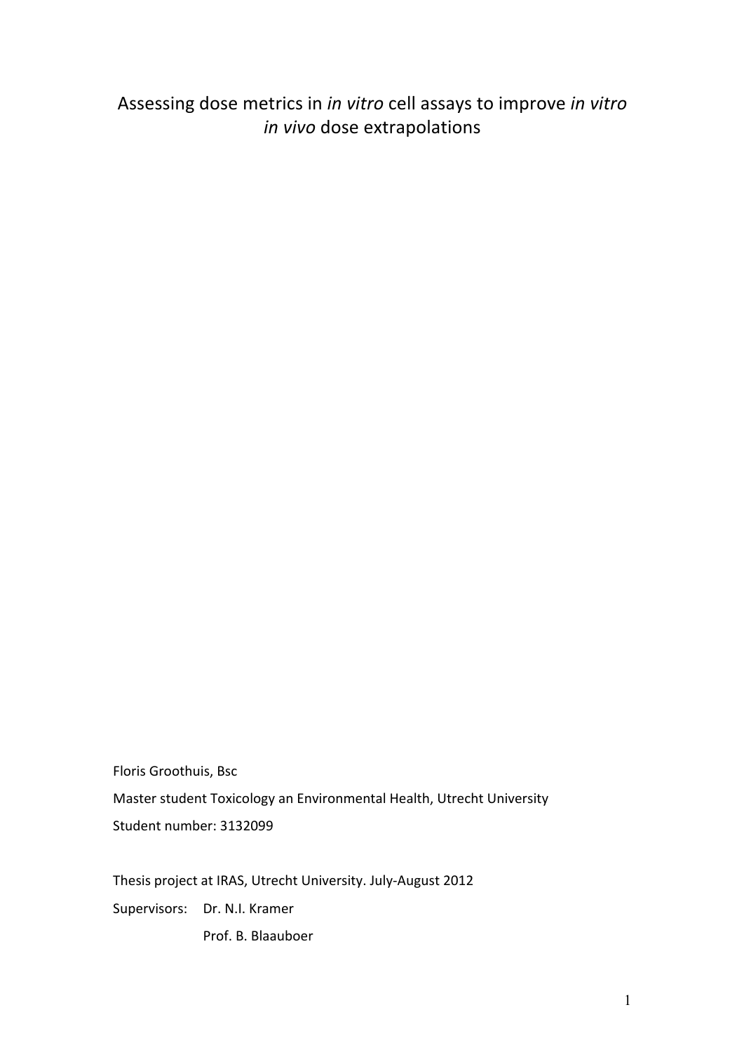# Assessing dose metrics in *in vitro* cell assays to improve *in vitro in vivo* dose extrapolations

Floris Groothuis, Bsc

Master student Toxicology an Environmental Health, Utrecht University

Student number: 3132099

Thesis project at IRAS, Utrecht University. July-August 2012

Supervisors: Dr. N.I. Kramer

Prof. B. Blaauboer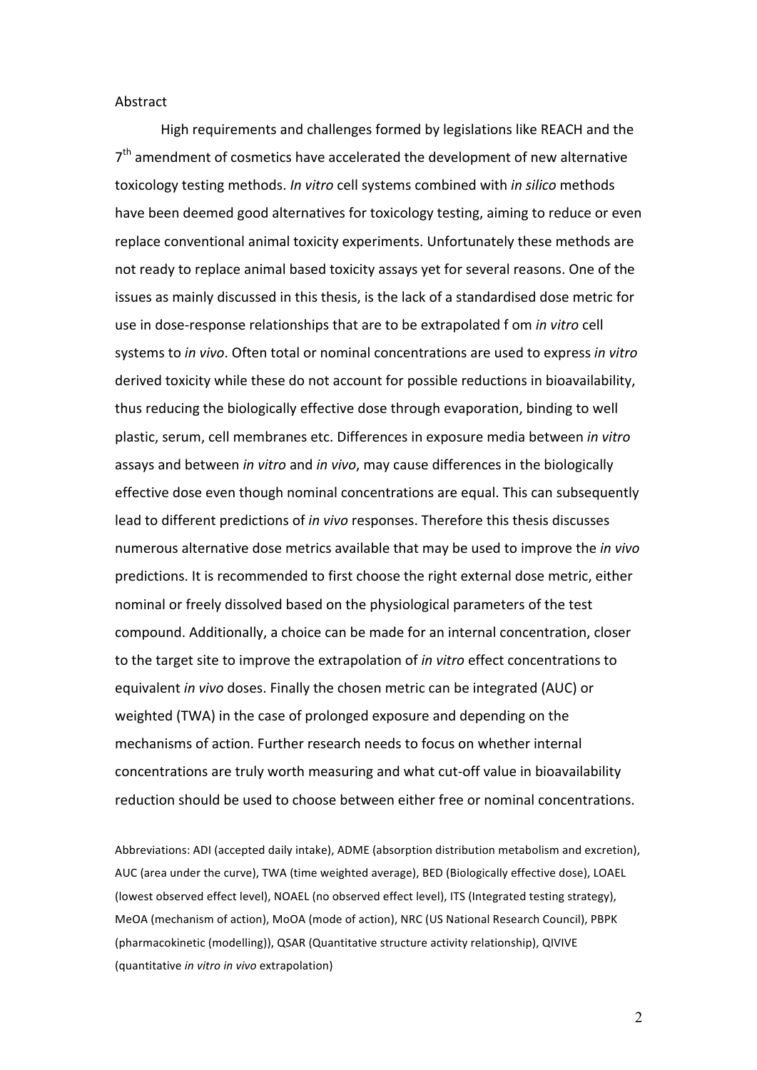# Abstract

High requirements and challenges formed by legislations like REACH and the 7th amendment of cosmetics have accelerated the development of new alternative toxicology testing methods. *In vitro* cell systems combined with *in silico* methods have been deemed good alternatives for toxicology testing, aiming to reduce or even replace conventional animal toxicity experiments. Unfortunately these methods are not ready to replace animal based toxicity assays yet for several reasons. One of the issues as mainly discussed in this thesis, is the lack of a standardised dose metric for use in dose-response relationships that are to be extrapolated f om *in vitro* cell systems to *in vivo*. Often total or nominal concentrations are used to express *in vitro* derived toxicity while these do not account for possible reductions in bioavailability, thus reducing the biologically effective dose through evaporation, binding to well plastic, serum, cell membranes etc. Differences in exposure media between *in vitro* assays and between *in vitro* and *in vivo*, may cause differences in the biologically effective dose even though nominal concentrations are equal. This can subsequently lead to different predictions of *in vivo* responses. Therefore this thesis discusses numerous alternative dose metrics available that may be used to improve the *in vivo* predictions. It is recommended to first choose the right external dose metric, either nominal or freely dissolved based on the physiological parameters of the test compound. Additionally, a choice can be made for an internal concentration, closer to the target site to improve the extrapolation of *in vitro* effect concentrations to equivalent *in vivo* doses. Finally the chosen metric can be integrated (AUC) or weighted (TWA) in the case of prolonged exposure and depending on the mechanisms of action. Further research needs to focus on whether internal concentrations are truly worth measuring and what cut-off value in bioavailability reduction should be used to choose between either free or nominal concentrations.

Abbreviations: ADI (accepted daily intake), ADME (absorption distribution metabolism and excretion), AUC (area under the curve), TWA (time weighted average), BED (Biologically effective dose), LOAEL (lowest observed effect level), NOAEL (no observed effect level), ITS (Integrated testing strategy), MeOA (mechanism of action), MoOA (mode of action), NRC (US National Research Council), PBPK (pharmacokinetic (modelling)), QSAR (Quantitative structure activity relationship), QIVIVE (quantitative *in vitro in vivo* extrapolation)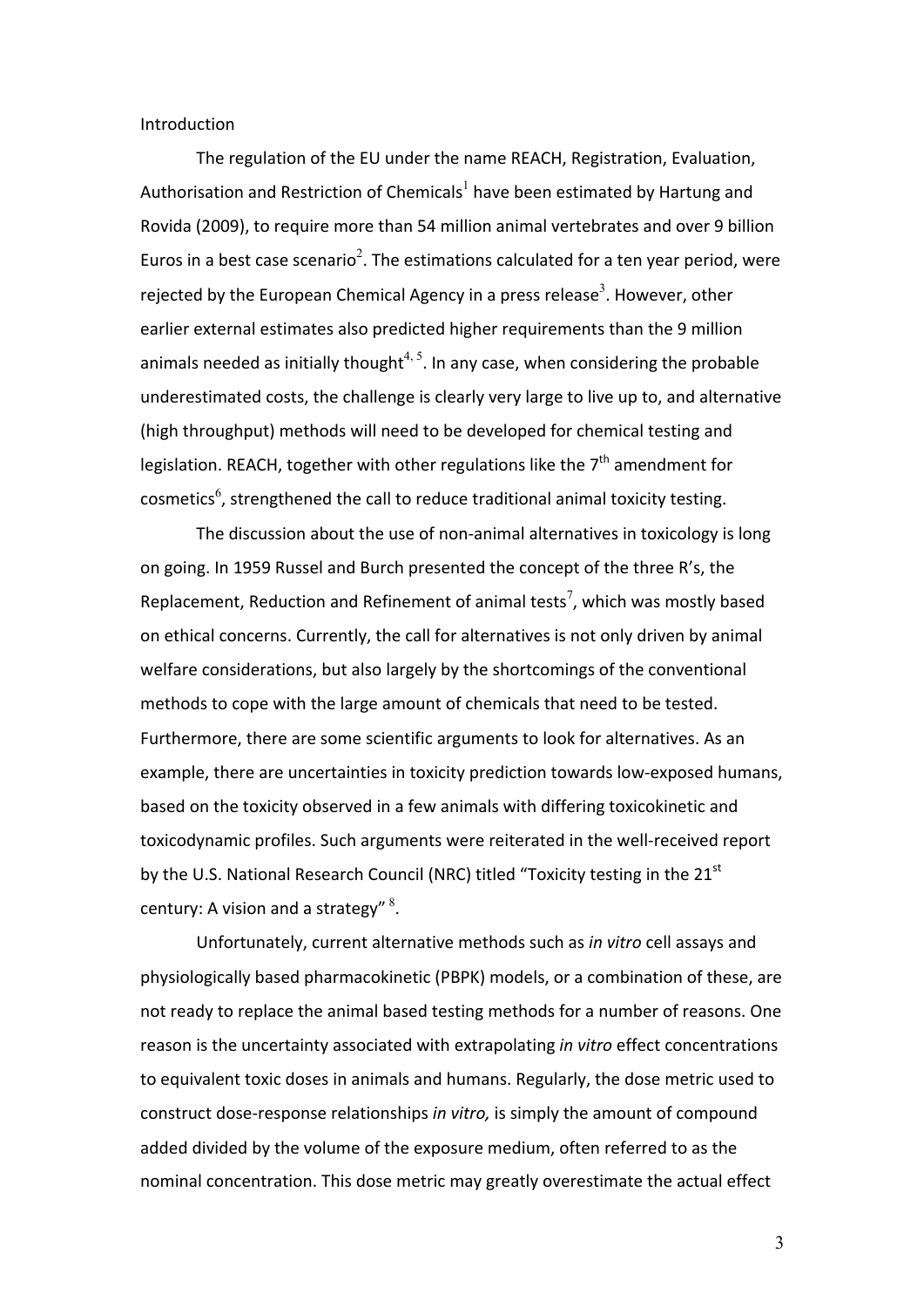# Introduction

The regulation of the EU under the name REACH, Registration, Evaluation, Authorisation and Restriction of Chemicals[1] have been estimated by Hartung and Rovida (2009), to require more than 54 million animal vertebrates and over 9 billion Euros in a best case scenario[2]. The estimations calculated for a ten year period, were rejected by the European Chemical Agency in a press release[3]. However, other earlier external estimates also predicted higher requirements than the 9 million animals needed as initially thought[4, 5]. In any case, when considering the probable underestimated costs, the challenge is clearly very large to live up to, and alternative (high throughput) methods will need to be developed for chemical testing and legislation. REACH, together with other regulations like the 7$^{th}$ amendment for cosmetics[6], strengthened the call to reduce traditional animal toxicity testing.

The discussion about the use of non-animal alternatives in toxicology is long on going. In 1959 Russel and Burch presented the concept of the three R's, the Replacement, Reduction and Refinement of animal tests[7], which was mostly based on ethical concerns. Currently, the call for alternatives is not only driven by animal welfare considerations, but also largely by the shortcomings of the conventional methods to cope with the large amount of chemicals that need to be tested. Furthermore, there are some scientific arguments to look for alternatives. As an example, there are uncertainties in toxicity prediction towards low-exposed humans, based on the toxicity observed in a few animals with differing toxicokinetic and toxicodynamic profiles. Such arguments were reiterated in the well-received report by the U.S. National Research Council (NRC) titled "Toxicity testing in the 21$^{st}$ century: A vision and a strategy" [8].

Unfortunately, current alternative methods such as *in vitro* cell assays and physiologically based pharmacokinetic (PBPK) models, or a combination of these, are not ready to replace the animal based testing methods for a number of reasons. One reason is the uncertainty associated with extrapolating *in vitro* effect concentrations to equivalent toxic doses in animals and humans. Regularly, the dose metric used to construct dose-response relationships *in vitro,* is simply the amount of compound added divided by the volume of the exposure medium, often referred to as the nominal concentration. This dose metric may greatly overestimate the actual effect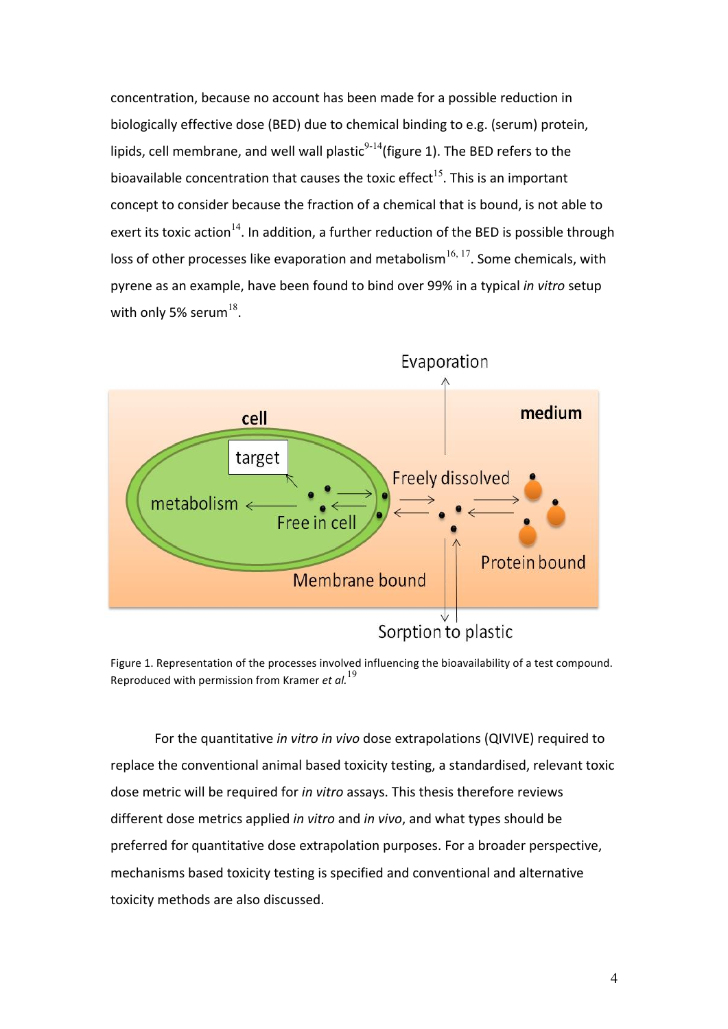concentration, because no account has been made for a possible reduction in biologically effective dose (BED) due to chemical binding to e.g. (serum) protein, lipids, cell membrane, and well wall plastic[9-14](figure 1). The BED refers to the bioavailable concentration that causes the toxic effect[15]. This is an important concept to consider because the fraction of a chemical that is bound, is not able to exert its toxic action[14]. In addition, a further reduction of the BED is possible through loss of other processes like evaporation and metabolism[16, 17]. Some chemicals, with pyrene as an example, have been found to bind over 99% in a typical *in vitro* setup with only 5% serum[18].

Figure 1. Representation of the processes involved influencing the bioavailability of a test compound. Reproduced with permission from Kramer *et al.*[19]

For the quantitative *in vitro in vivo* dose extrapolations (QIVIVE) required to replace the conventional animal based toxicity testing, a standardised, relevant toxic dose metric will be required for *in vitro* assays. This thesis therefore reviews different dose metrics applied *in vitro* and *in vivo*, and what types should be preferred for quantitative dose extrapolation purposes. For a broader perspective, mechanisms based toxicity testing is specified and conventional and alternative toxicity methods are also discussed.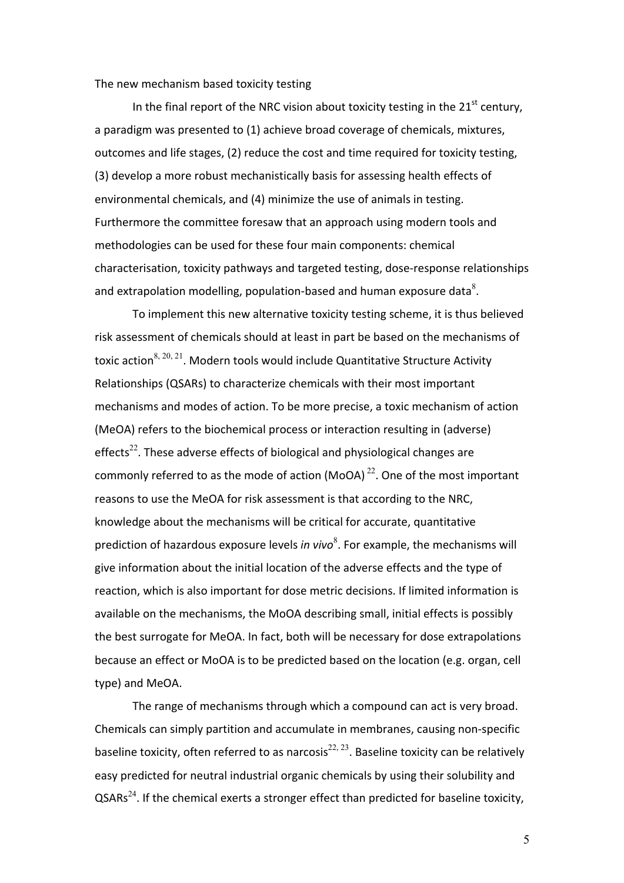## The new mechanism based toxicity testing

In the final report of the NRC vision about toxicity testing in the 21st century, a paradigm was presented to (1) achieve broad coverage of chemicals, mixtures, outcomes and life stages, (2) reduce the cost and time required for toxicity testing, (3) develop a more robust mechanistically basis for assessing health effects of environmental chemicals, and (4) minimize the use of animals in testing. Furthermore the committee foresaw that an approach using modern tools and methodologies can be used for these four main components: chemical characterisation, toxicity pathways and targeted testing, dose-response relationships and extrapolation modelling, population-based and human exposure data[8].

To implement this new alternative toxicity testing scheme, it is thus believed risk assessment of chemicals should at least in part be based on the mechanisms of toxic action[8, 20, 21]. Modern tools would include Quantitative Structure Activity Relationships (QSARs) to characterize chemicals with their most important mechanisms and modes of action. To be more precise, a toxic mechanism of action (MeOA) refers to the biochemical process or interaction resulting in (adverse) effects[22]. These adverse effects of biological and physiological changes are commonly referred to as the mode of action (MoOA)[22]. One of the most important reasons to use the MeOA for risk assessment is that according to the NRC, knowledge about the mechanisms will be critical for accurate, quantitative prediction of hazardous exposure levels *in vivo*[8]. For example, the mechanisms will give information about the initial location of the adverse effects and the type of reaction, which is also important for dose metric decisions. If limited information is available on the mechanisms, the MoOA describing small, initial effects is possibly the best surrogate for MeOA. In fact, both will be necessary for dose extrapolations because an effect or MoOA is to be predicted based on the location (e.g. organ, cell type) and MeOA.

The range of mechanisms through which a compound can act is very broad. Chemicals can simply partition and accumulate in membranes, causing non-specific baseline toxicity, often referred to as narcosis[22, 23]. Baseline toxicity can be relatively easy predicted for neutral industrial organic chemicals by using their solubility and QSARs[24]. If the chemical exerts a stronger effect than predicted for baseline toxicity,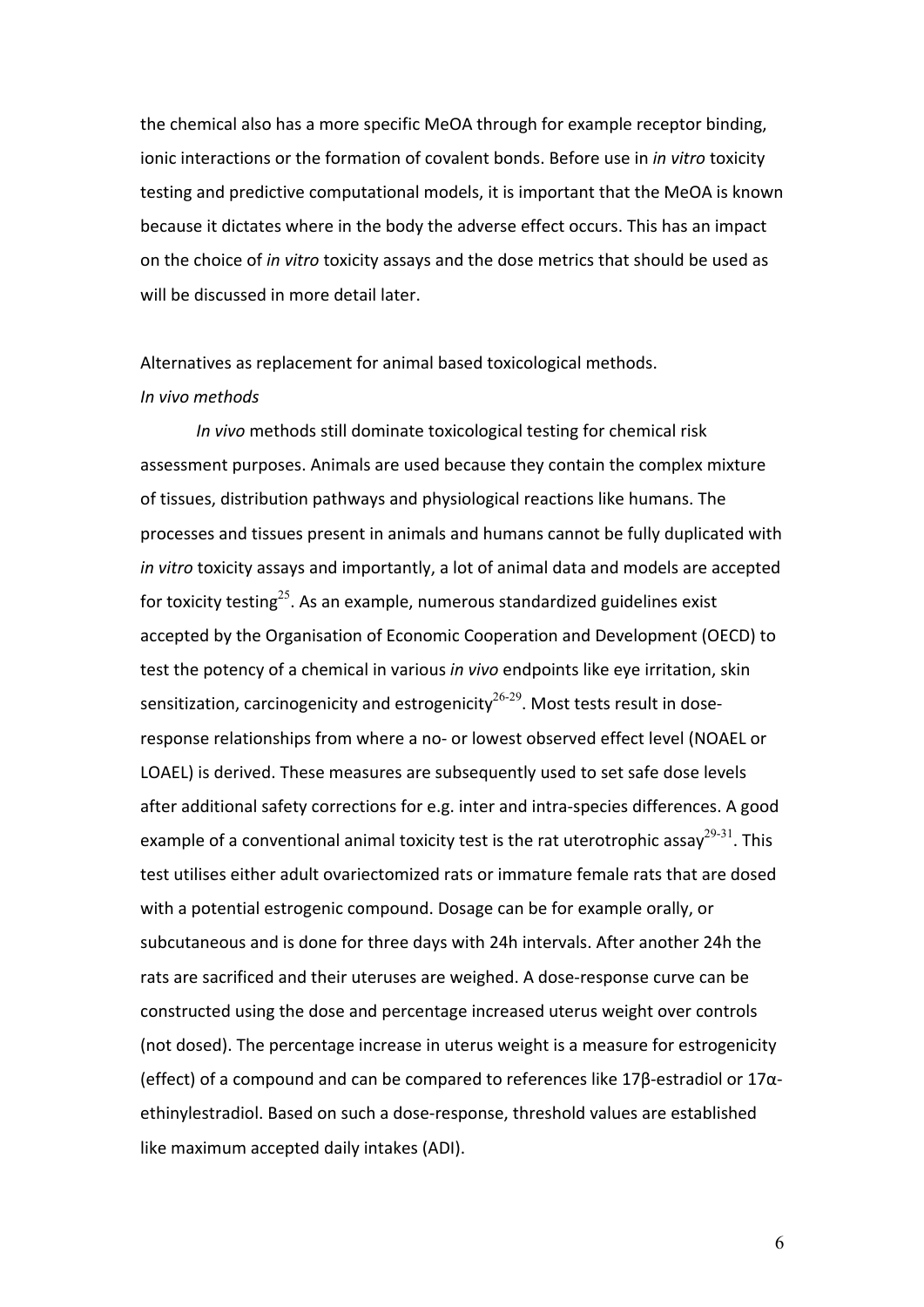the chemical also has a more specific MeOA through for example receptor binding, ionic interactions or the formation of covalent bonds. Before use in *in vitro* toxicity testing and predictive computational models, it is important that the MeOA is known because it dictates where in the body the adverse effect occurs. This has an impact on the choice of *in vitro* toxicity assays and the dose metrics that should be used as will be discussed in more detail later.

Alternatives as replacement for animal based toxicological methods.

*In vivo methods*

*In vivo* methods still dominate toxicological testing for chemical risk assessment purposes. Animals are used because they contain the complex mixture of tissues, distribution pathways and physiological reactions like humans. The processes and tissues present in animals and humans cannot be fully duplicated with *in vitro* toxicity assays and importantly, a lot of animal data and models are accepted for toxicity testing[25]. As an example, numerous standardized guidelines exist accepted by the Organisation of Economic Cooperation and Development (OECD) to test the potency of a chemical in various *in vivo* endpoints like eye irritation, skin sensitization, carcinogenicity and estrogenicity[26-29]. Most tests result in dose-response relationships from where a no- or lowest observed effect level (NOAEL or LOAEL) is derived. These measures are subsequently used to set safe dose levels after additional safety corrections for e.g. inter and intra-species differences. A good example of a conventional animal toxicity test is the rat uterotrophic assay[29-31]. This test utilises either adult ovariectomized rats or immature female rats that are dosed with a potential estrogenic compound. Dosage can be for example orally, or subcutaneous and is done for three days with 24h intervals. After another 24h the rats are sacrificed and their uteruses are weighed. A dose-response curve can be constructed using the dose and percentage increased uterus weight over controls (not dosed). The percentage increase in uterus weight is a measure for estrogenicity (effect) of a compound and can be compared to references like 17β-estradiol or 17α-ethinylestradiol. Based on such a dose-response, threshold values are established like maximum accepted daily intakes (ADI).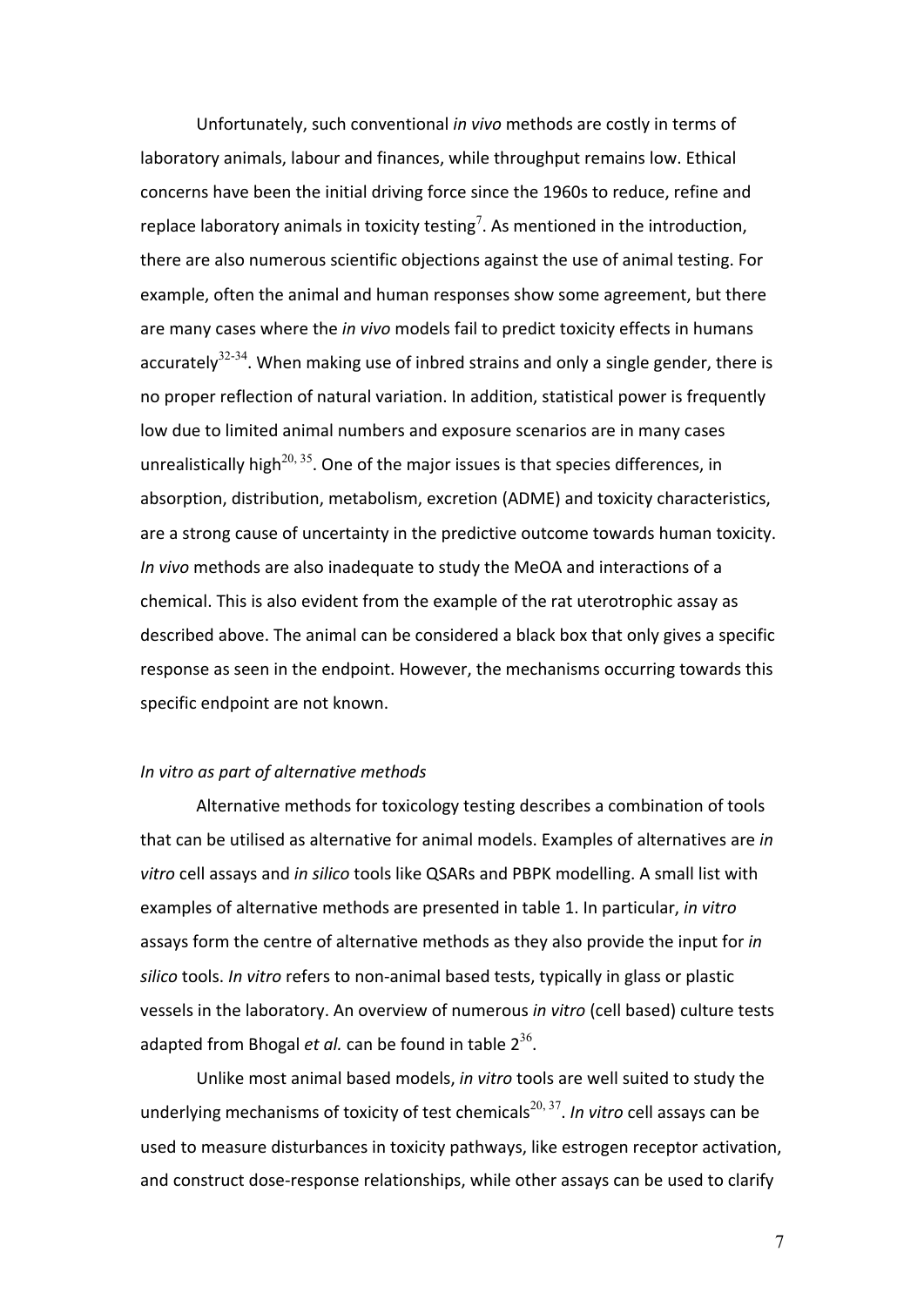Unfortunately, such conventional *in vivo* methods are costly in terms of laboratory animals, labour and finances, while throughput remains low. Ethical concerns have been the initial driving force since the 1960s to reduce, refine and replace laboratory animals in toxicity testing[7]. As mentioned in the introduction, there are also numerous scientific objections against the use of animal testing. For example, often the animal and human responses show some agreement, but there are many cases where the *in vivo* models fail to predict toxicity effects in humans accurately[32-34]. When making use of inbred strains and only a single gender, there is no proper reflection of natural variation. In addition, statistical power is frequently low due to limited animal numbers and exposure scenarios are in many cases unrealistically high[20, 35]. One of the major issues is that species differences, in absorption, distribution, metabolism, excretion (ADME) and toxicity characteristics, are a strong cause of uncertainty in the predictive outcome towards human toxicity. *In vivo* methods are also inadequate to study the MeOA and interactions of a chemical. This is also evident from the example of the rat uterotrophic assay as described above. The animal can be considered a black box that only gives a specific response as seen in the endpoint. However, the mechanisms occurring towards this specific endpoint are not known.

*In vitro as part of alternative methods*

Alternative methods for toxicology testing describes a combination of tools that can be utilised as alternative for animal models. Examples of alternatives are *in vitro* cell assays and *in silico* tools like QSARs and PBPK modelling. A small list with examples of alternative methods are presented in table 1. In particular, *in vitro* assays form the centre of alternative methods as they also provide the input for *in silico* tools. *In vitro* refers to non-animal based tests, typically in glass or plastic vessels in the laboratory. An overview of numerous *in vitro* (cell based) culture tests adapted from Bhogal *et al.* can be found in table 2[36].

Unlike most animal based models, *in vitro* tools are well suited to study the underlying mechanisms of toxicity of test chemicals[20, 37]. *In vitro* cell assays can be used to measure disturbances in toxicity pathways, like estrogen receptor activation, and construct dose-response relationships, while other assays can be used to clarify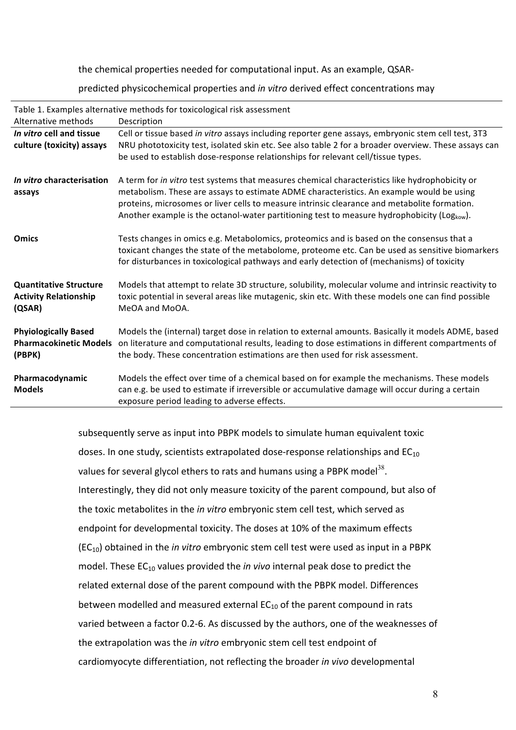the chemical properties needed for computational input. As an example, QSAR-predicted physicochemical properties and *in vitro* derived effect concentrations may

Table 1. Examples alternative methods for toxicological risk assessment

| Alternative methods | Description |
|---|---|
| ***In vitro*** **cell and tissue culture (toxicity) assays** | Cell or tissue based *in vitro* assays including reporter gene assays, embryonic stem cell test, 3T3 NRU phototoxicity test, isolated skin etc. See also table 2 for a broader overview. These assays can be used to establish dose-response relationships for relevant cell/tissue types. |
| ***In vitro*** **characterisation assays** | A term for *in vitro* test systems that measures chemical characteristics like hydrophobicity or metabolism. These are assays to estimate ADME characteristics. An example would be using proteins, microsomes or liver cells to measure intrinsic clearance and metabolite formation. Another example is the octanol-water partitioning test to measure hydrophobicity ($Log_{kow}$). |
| **Omics** | Tests changes in omics e.g. Metabolomics, proteomics and is based on the consensus that a toxicant changes the state of the metabolome, proteome etc. Can be used as sensitive biomarkers for disturbances in toxicological pathways and early detection of (mechanisms) of toxicity |
| **Quantitative Structure Activity Relationship (QSAR)** | Models that attempt to relate 3D structure, solubility, molecular volume and intrinsic reactivity to toxic potential in several areas like mutagenic, skin etc. With these models one can find possible MeOA and MoOA. |
| **Phyiologically Based Pharmacokinetic Models (PBPK)** | Models the (internal) target dose in relation to external amounts. Basically it models ADME, based on literature and computational results, leading to dose estimations in different compartments of the body. These concentration estimations are then used for risk assessment. |
| **Pharmacodynamic Models** | Models the effect over time of a chemical based on for example the mechanisms. These models can e.g. be used to estimate if irreversible or accumulative damage will occur during a certain exposure period leading to adverse effects. |

subsequently serve as input into PBPK models to simulate human equivalent toxic doses. In one study, scientists extrapolated dose-response relationships and $EC_{10}$ values for several glycol ethers to rats and humans using a PBPK model[38]. Interestingly, they did not only measure toxicity of the parent compound, but also of the toxic metabolites in the *in vitro* embryonic stem cell test, which served as endpoint for developmental toxicity. The doses at 10% of the maximum effects ($EC_{10}$) obtained in the *in vitro* embryonic stem cell test were used as input in a PBPK model. These $EC_{10}$ values provided the *in vivo* internal peak dose to predict the related external dose of the parent compound with the PBPK model. Differences between modelled and measured external $EC_{10}$ of the parent compound in rats varied between a factor 0.2-6. As discussed by the authors, one of the weaknesses of the extrapolation was the *in vitro* embryonic stem cell test endpoint of cardiomyocyte differentiation, not reflecting the broader *in vivo* developmental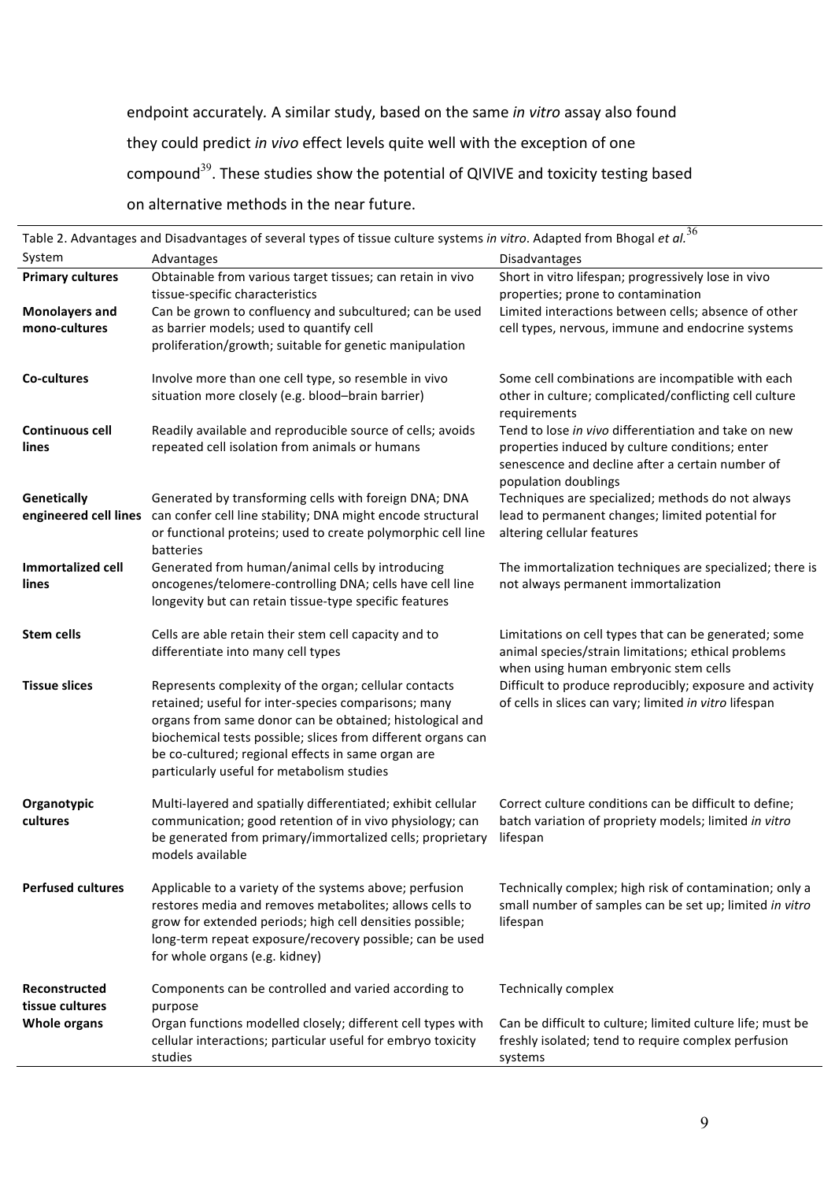endpoint accurately. A similar study, based on the same *in vitro* assay also found they could predict *in vivo* effect levels quite well with the exception of one compound[39]. These studies show the potential of QIVIVE and toxicity testing based on alternative methods in the near future.

Table 2. Advantages and Disadvantages of several types of tissue culture systems *in vitro*. Adapted from Bhogal *et al.*[36]

| System | Advantages | Disadvantages |
|---|---|---|
| **Primary cultures** | Obtainable from various target tissues; can retain in vivo tissue-specific characteristics | Short in vitro lifespan; progressively lose in vivo properties; prone to contamination |
| **Monolayers and mono-cultures** | Can be grown to confluency and subcultured; can be used as barrier models; used to quantify cell proliferation/growth; suitable for genetic manipulation | Limited interactions between cells; absence of other cell types, nervous, immune and endocrine systems |
| **Co-cultures** | Involve more than one cell type, so resemble in vivo situation more closely (e.g. blood–brain barrier) | Some cell combinations are incompatible with each other in culture; complicated/conflicting cell culture requirements |
| **Continuous cell lines** | Readily available and reproducible source of cells; avoids repeated cell isolation from animals or humans | Tend to lose *in vivo* differentiation and take on new properties induced by culture conditions; enter senescence and decline after a certain number of population doublings |
| **Genetically engineered cell lines** | Generated by transforming cells with foreign DNA; DNA can confer cell line stability; DNA might encode structural or functional proteins; used to create polymorphic cell line batteries | Techniques are specialized; methods do not always lead to permanent changes; limited potential for altering cellular features |
| **Immortalized cell lines** | Generated from human/animal cells by introducing oncogenes/telomere-controlling DNA; cells have cell line longevity but can retain tissue-type specific features | The immortalization techniques are specialized; there is not always permanent immortalization |
| **Stem cells** | Cells are able retain their stem cell capacity and to differentiate into many cell types | Limitations on cell types that can be generated; some animal species/strain limitations; ethical problems when using human embryonic stem cells |
| **Tissue slices** | Represents complexity of the organ; cellular contacts retained; useful for inter-species comparisons; many organs from same donor can be obtained; histological and biochemical tests possible; slices from different organs can be co-cultured; regional effects in same organ are particularly useful for metabolism studies | Difficult to produce reproducibly; exposure and activity of cells in slices can vary; limited *in vitro* lifespan |
| **Organotypic cultures** | Multi-layered and spatially differentiated; exhibit cellular communication; good retention of in vivo physiology; can be generated from primary/immortalized cells; proprietary models available | Correct culture conditions can be difficult to define; batch variation of propriety models; limited *in vitro* lifespan |
| **Perfused cultures** | Applicable to a variety of the systems above; perfusion restores media and removes metabolites; allows cells to grow for extended periods; high cell densities possible; long-term repeat exposure/recovery possible; can be used for whole organs (e.g. kidney) | Technically complex; high risk of contamination; only a small number of samples can be set up; limited *in vitro* lifespan |
| **Reconstructed tissue cultures** | Components can be controlled and varied according to purpose | Technically complex |
| **Whole organs** | Organ functions modelled closely; different cell types with cellular interactions; particular useful for embryo toxicity studies | Can be difficult to culture; limited culture life; must be freshly isolated; tend to require complex perfusion systems |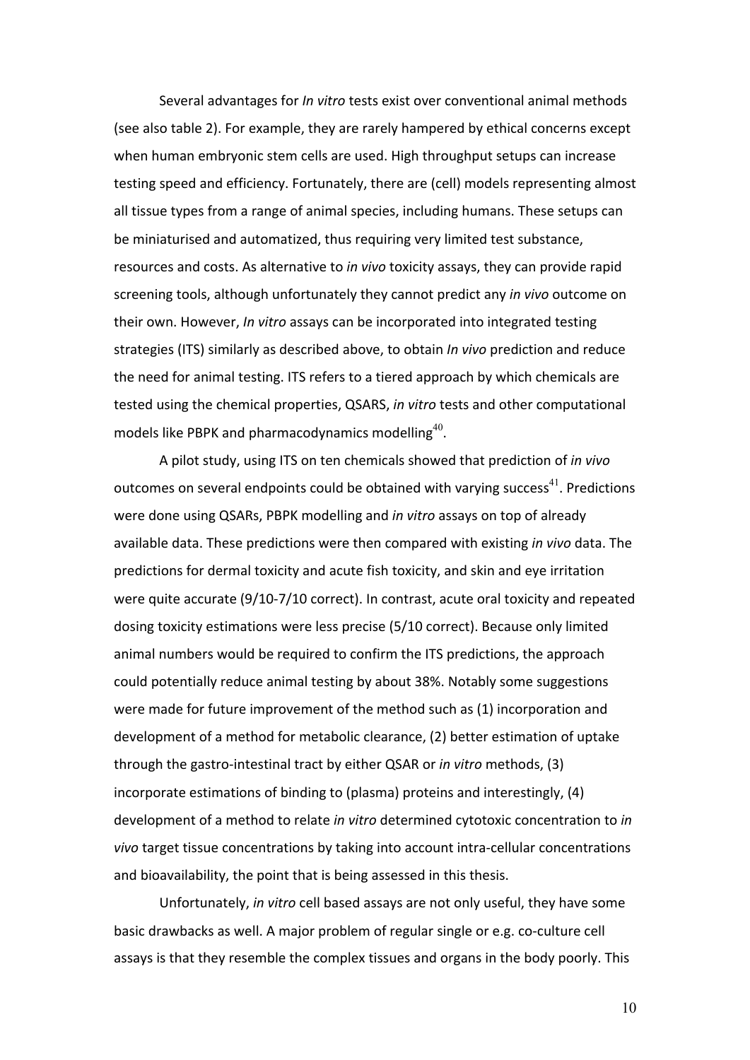Several advantages for *In vitro* tests exist over conventional animal methods (see also table 2). For example, they are rarely hampered by ethical concerns except when human embryonic stem cells are used. High throughput setups can increase testing speed and efficiency. Fortunately, there are (cell) models representing almost all tissue types from a range of animal species, including humans. These setups can be miniaturised and automatized, thus requiring very limited test substance, resources and costs. As alternative to *in vivo* toxicity assays, they can provide rapid screening tools, although unfortunately they cannot predict any *in vivo* outcome on their own. However, *In vitro* assays can be incorporated into integrated testing strategies (ITS) similarly as described above, to obtain *In vivo* prediction and reduce the need for animal testing. ITS refers to a tiered approach by which chemicals are tested using the chemical properties, QSARS, *in vitro* tests and other computational models like PBPK and pharmacodynamics modelling[40].

A pilot study, using ITS on ten chemicals showed that prediction of *in vivo* outcomes on several endpoints could be obtained with varying success[41]. Predictions were done using QSARs, PBPK modelling and *in vitro* assays on top of already available data. These predictions were then compared with existing *in vivo* data. The predictions for dermal toxicity and acute fish toxicity, and skin and eye irritation were quite accurate (9/10-7/10 correct). In contrast, acute oral toxicity and repeated dosing toxicity estimations were less precise (5/10 correct). Because only limited animal numbers would be required to confirm the ITS predictions, the approach could potentially reduce animal testing by about 38%. Notably some suggestions were made for future improvement of the method such as (1) incorporation and development of a method for metabolic clearance, (2) better estimation of uptake through the gastro-intestinal tract by either QSAR or *in vitro* methods, (3) incorporate estimations of binding to (plasma) proteins and interestingly, (4) development of a method to relate *in vitro* determined cytotoxic concentration to *in vivo* target tissue concentrations by taking into account intra-cellular concentrations and bioavailability, the point that is being assessed in this thesis.

Unfortunately, *in vitro* cell based assays are not only useful, they have some basic drawbacks as well. A major problem of regular single or e.g. co-culture cell assays is that they resemble the complex tissues and organs in the body poorly. This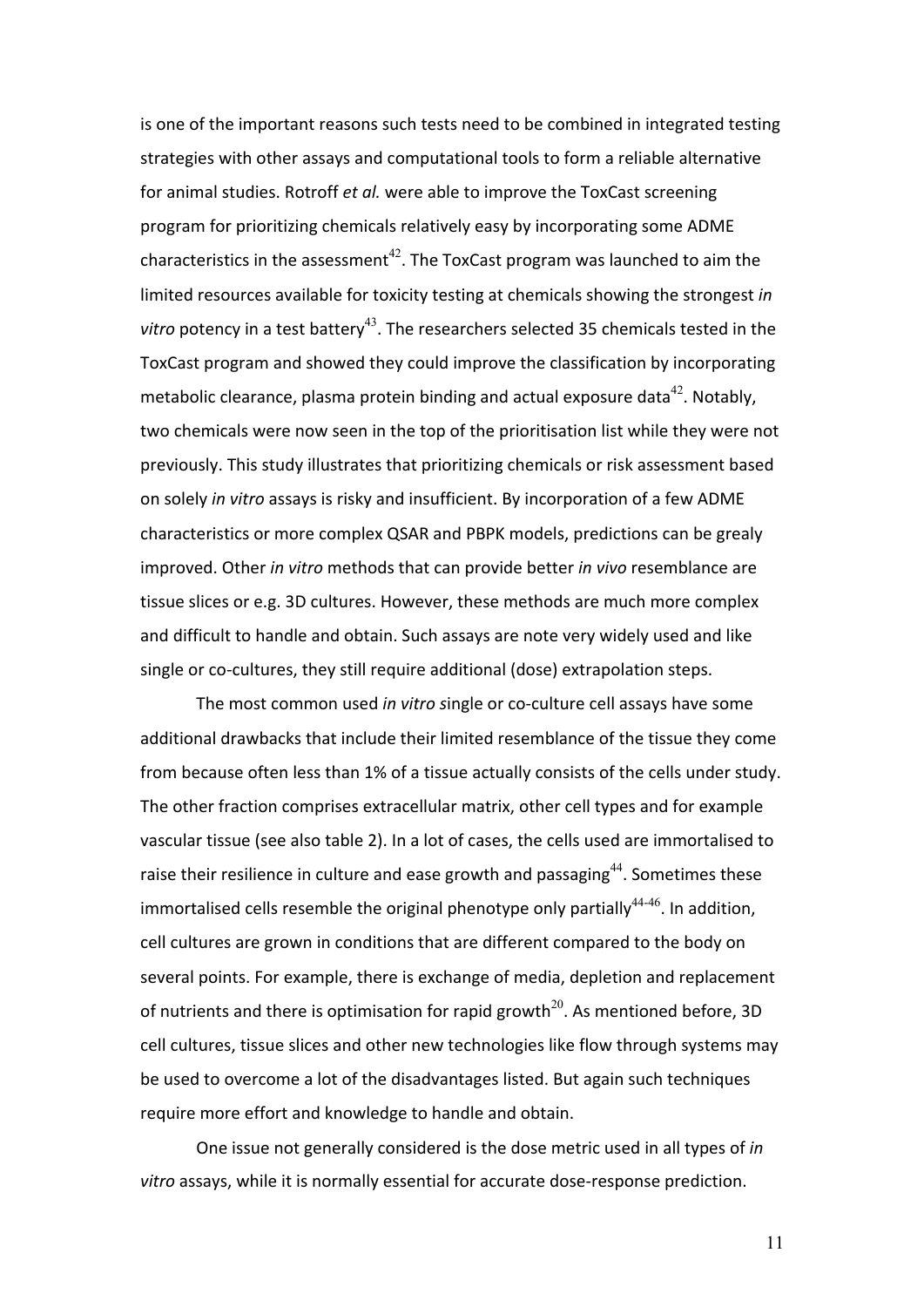is one of the important reasons such tests need to be combined in integrated testing strategies with other assays and computational tools to form a reliable alternative for animal studies. Rotroff *et al.* were able to improve the ToxCast screening program for prioritizing chemicals relatively easy by incorporating some ADME characteristics in the assessment[42]. The ToxCast program was launched to aim the limited resources available for toxicity testing at chemicals showing the strongest *in vitro* potency in a test battery[43]. The researchers selected 35 chemicals tested in the ToxCast program and showed they could improve the classification by incorporating metabolic clearance, plasma protein binding and actual exposure data[42]. Notably, two chemicals were now seen in the top of the prioritisation list while they were not previously. This study illustrates that prioritizing chemicals or risk assessment based on solely *in vitro* assays is risky and insufficient. By incorporation of a few ADME characteristics or more complex QSAR and PBPK models, predictions can be grealy improved. Other *in vitro* methods that can provide better *in vivo* resemblance are tissue slices or e.g. 3D cultures. However, these methods are much more complex and difficult to handle and obtain. Such assays are note very widely used and like single or co-cultures, they still require additional (dose) extrapolation steps.

The most common used *in vitro s*ingle or co-culture cell assays have some additional drawbacks that include their limited resemblance of the tissue they come from because often less than 1% of a tissue actually consists of the cells under study. The other fraction comprises extracellular matrix, other cell types and for example vascular tissue (see also table 2). In a lot of cases, the cells used are immortalised to raise their resilience in culture and ease growth and passaging[44]. Sometimes these immortalised cells resemble the original phenotype only partially[44-46]. In addition, cell cultures are grown in conditions that are different compared to the body on several points. For example, there is exchange of media, depletion and replacement of nutrients and there is optimisation for rapid growth[20]. As mentioned before, 3D cell cultures, tissue slices and other new technologies like flow through systems may be used to overcome a lot of the disadvantages listed. But again such techniques require more effort and knowledge to handle and obtain.

One issue not generally considered is the dose metric used in all types of *in vitro* assays, while it is normally essential for accurate dose-response prediction.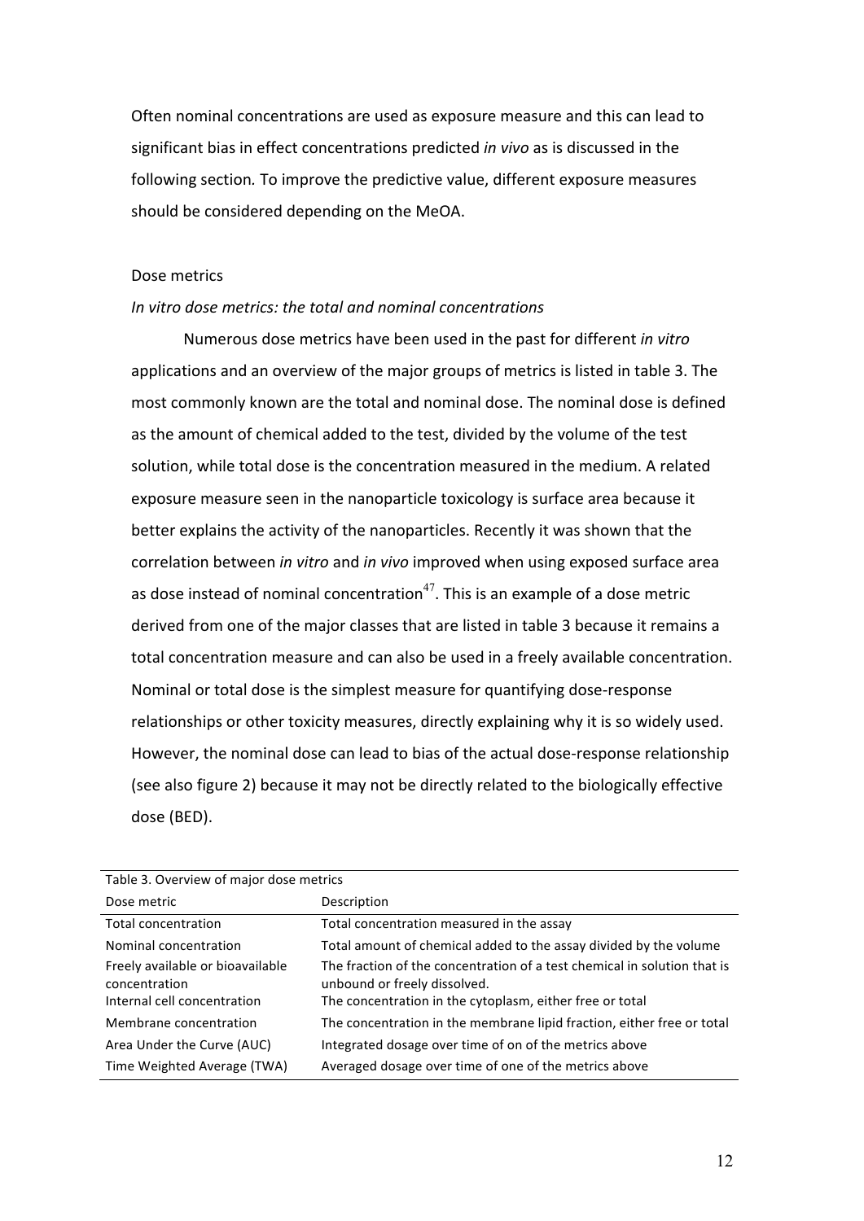Often nominal concentrations are used as exposure measure and this can lead to significant bias in effect concentrations predicted *in vivo* as is discussed in the following section. To improve the predictive value, different exposure measures should be considered depending on the MeOA.

## Dose metrics

### *In vitro dose metrics: the total and nominal concentrations*

Numerous dose metrics have been used in the past for different *in vitro* applications and an overview of the major groups of metrics is listed in table 3. The most commonly known are the total and nominal dose. The nominal dose is defined as the amount of chemical added to the test, divided by the volume of the test solution, while total dose is the concentration measured in the medium. A related exposure measure seen in the nanoparticle toxicology is surface area because it better explains the activity of the nanoparticles. Recently it was shown that the correlation between *in vitro* and *in vivo* improved when using exposed surface area as dose instead of nominal concentration[47]. This is an example of a dose metric derived from one of the major classes that are listed in table 3 because it remains a total concentration measure and can also be used in a freely available concentration. Nominal or total dose is the simplest measure for quantifying dose-response relationships or other toxicity measures, directly explaining why it is so widely used. However, the nominal dose can lead to bias of the actual dose-response relationship (see also figure 2) because it may not be directly related to the biologically effective dose (BED).

Table 3. Overview of major dose metrics

| Dose metric | Description |
|---|---|
| Total concentration | Total concentration measured in the assay |
| Nominal concentration | Total amount of chemical added to the assay divided by the volume |
| Freely available or bioavailable concentration | The fraction of the concentration of a test chemical in solution that is unbound or freely dissolved. |
| Internal cell concentration | The concentration in the cytoplasm, either free or total |
| Membrane concentration | The concentration in the membrane lipid fraction, either free or total |
| Area Under the Curve (AUC) | Integrated dosage over time of on of the metrics above |
| Time Weighted Average (TWA) | Averaged dosage over time of one of the metrics above |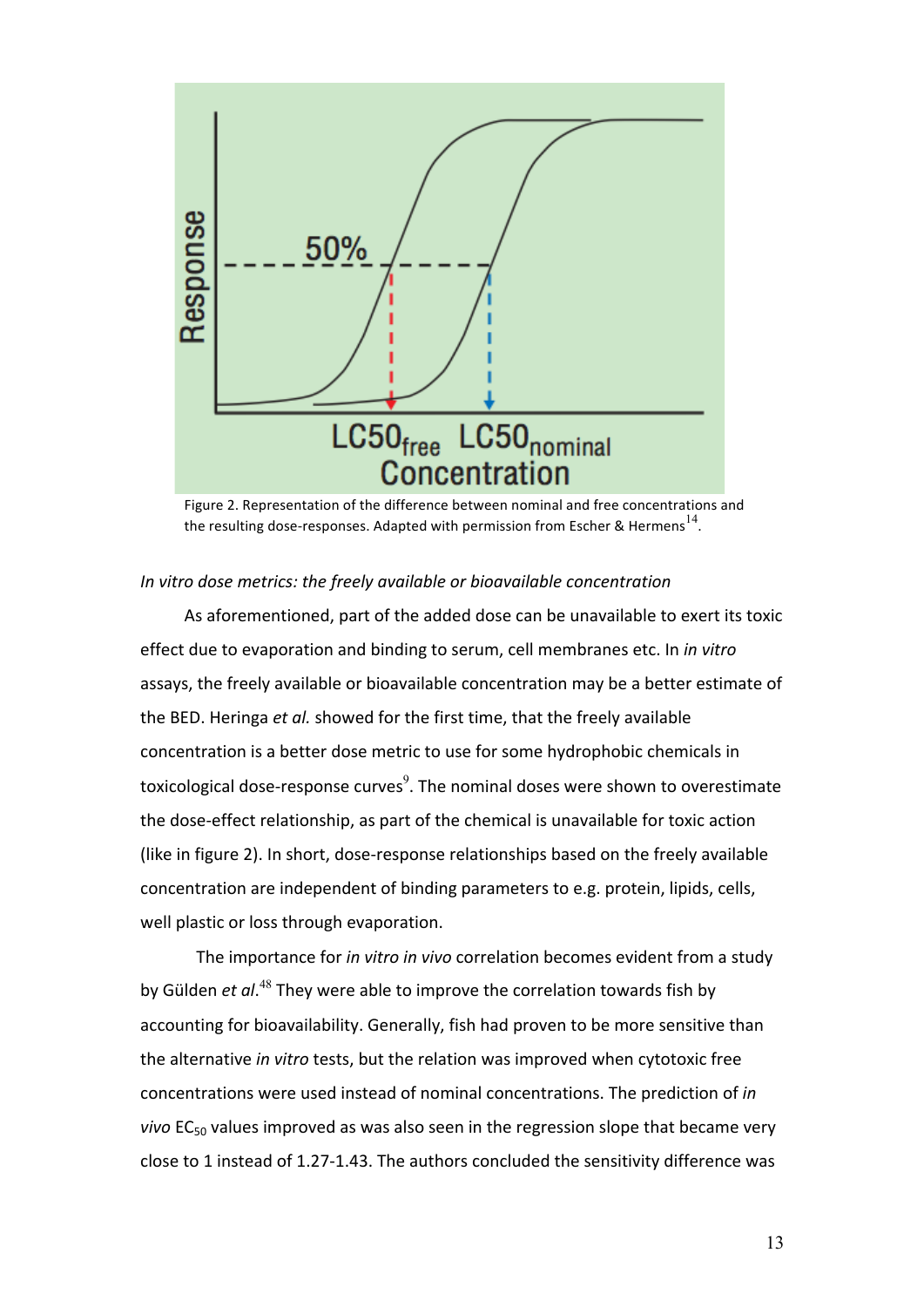Figure 2. Representation of the difference between nominal and free concentrations and the resulting dose-responses. Adapted with permission from Escher & Hermens[14].

*In vitro dose metrics: the freely available or bioavailable concentration*

As aforementioned, part of the added dose can be unavailable to exert its toxic effect due to evaporation and binding to serum, cell membranes etc. In *in vitro* assays, the freely available or bioavailable concentration may be a better estimate of the BED. Heringa *et al.* showed for the first time, that the freely available concentration is a better dose metric to use for some hydrophobic chemicals in toxicological dose-response curves[9]. The nominal doses were shown to overestimate the dose-effect relationship, as part of the chemical is unavailable for toxic action (like in figure 2). In short, dose-response relationships based on the freely available concentration are independent of binding parameters to e.g. protein, lipids, cells, well plastic or loss through evaporation.

The importance for *in vitro in vivo* correlation becomes evident from a study by Gülden *et al.*[48] They were able to improve the correlation towards fish by accounting for bioavailability. Generally, fish had proven to be more sensitive than the alternative *in vitro* tests, but the relation was improved when cytotoxic free concentrations were used instead of nominal concentrations. The prediction of *in vivo* $EC_{50}$ values improved as was also seen in the regression slope that became very close to 1 instead of 1.27-1.43. The authors concluded the sensitivity difference was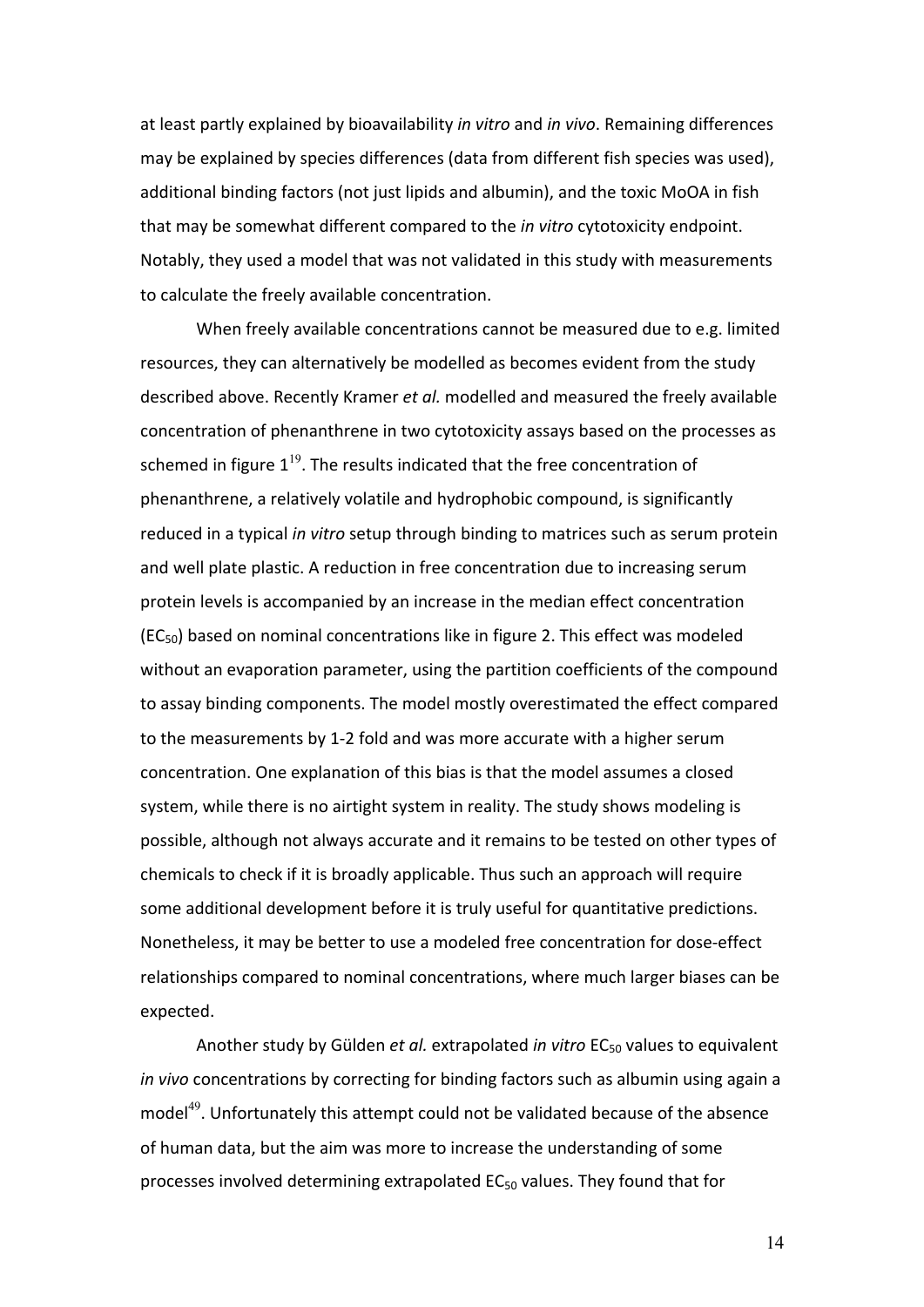at least partly explained by bioavailability *in vitro* and *in vivo*. Remaining differences may be explained by species differences (data from different fish species was used), additional binding factors (not just lipids and albumin), and the toxic MoOA in fish that may be somewhat different compared to the *in vitro* cytotoxicity endpoint. Notably, they used a model that was not validated in this study with measurements to calculate the freely available concentration.

When freely available concentrations cannot be measured due to e.g. limited resources, they can alternatively be modelled as becomes evident from the study described above. Recently Kramer *et al.* modelled and measured the freely available concentration of phenanthrene in two cytotoxicity assays based on the processes as schemed in figure 1[19]. The results indicated that the free concentration of phenanthrene, a relatively volatile and hydrophobic compound, is significantly reduced in a typical *in vitro* setup through binding to matrices such as serum protein and well plate plastic. A reduction in free concentration due to increasing serum protein levels is accompanied by an increase in the median effect concentration ($EC_{50}$) based on nominal concentrations like in figure 2. This effect was modeled without an evaporation parameter, using the partition coefficients of the compound to assay binding components. The model mostly overestimated the effect compared to the measurements by 1-2 fold and was more accurate with a higher serum concentration. One explanation of this bias is that the model assumes a closed system, while there is no airtight system in reality. The study shows modeling is possible, although not always accurate and it remains to be tested on other types of chemicals to check if it is broadly applicable. Thus such an approach will require some additional development before it is truly useful for quantitative predictions. Nonetheless, it may be better to use a modeled free concentration for dose-effect relationships compared to nominal concentrations, where much larger biases can be expected.

Another study by Gülden *et al.* extrapolated *in vitro* $EC_{50}$ values to equivalent *in vivo* concentrations by correcting for binding factors such as albumin using again a model[49]. Unfortunately this attempt could not be validated because of the absence of human data, but the aim was more to increase the understanding of some processes involved determining extrapolated $EC_{50}$ values. They found that for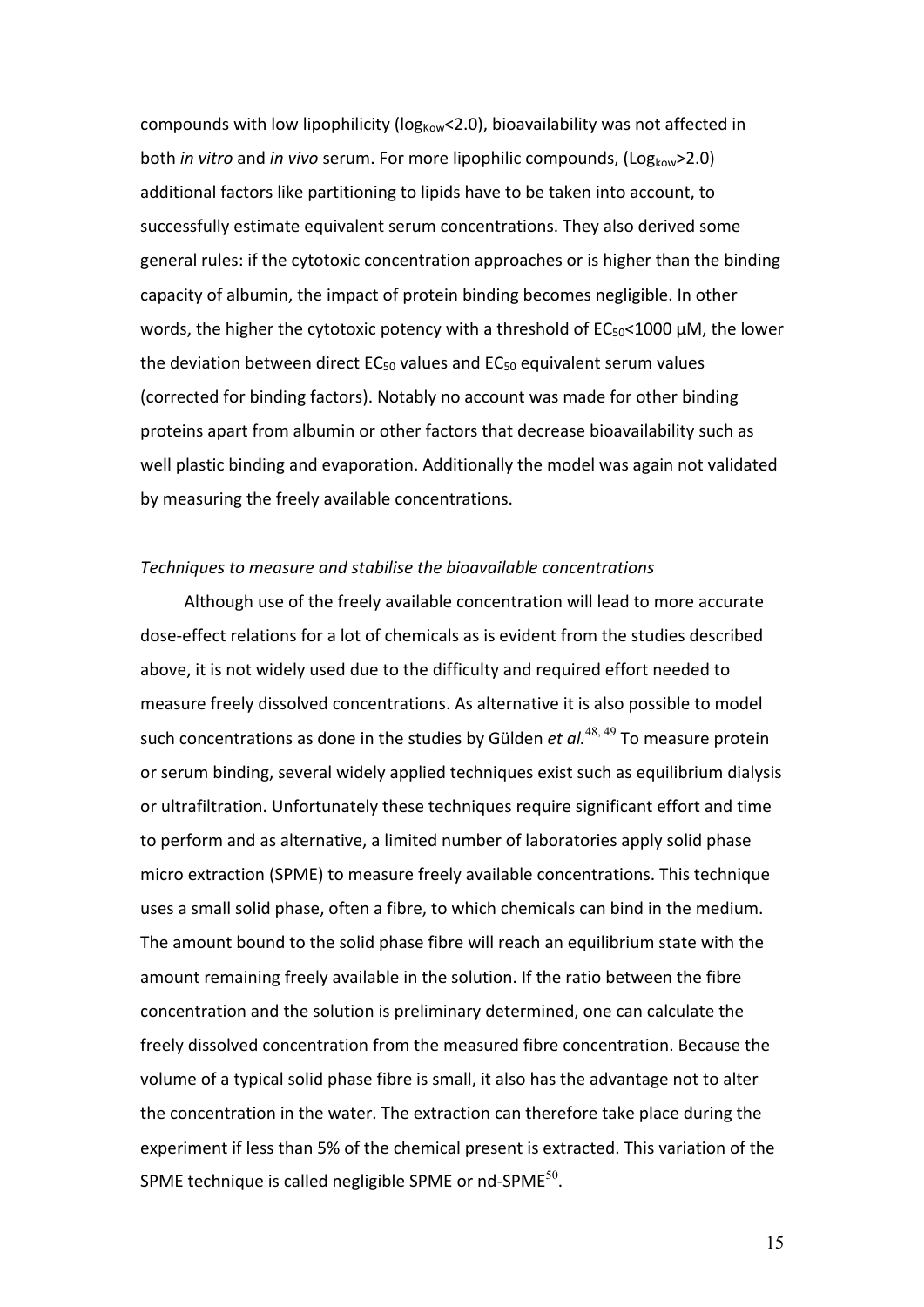compounds with low lipophilicity ($\log_{Kow}$<2.0), bioavailability was not affected in both *in vitro* and *in vivo* serum. For more lipophilic compounds, ($\text{Log}_{kow}$>2.0) additional factors like partitioning to lipids have to be taken into account, to successfully estimate equivalent serum concentrations. They also derived some general rules: if the cytotoxic concentration approaches or is higher than the binding capacity of albumin, the impact of protein binding becomes negligible. In other words, the higher the cytotoxic potency with a threshold of $EC_{50}$<1000 µM, the lower the deviation between direct $EC_{50}$ values and $EC_{50}$ equivalent serum values (corrected for binding factors). Notably no account was made for other binding proteins apart from albumin or other factors that decrease bioavailability such as well plastic binding and evaporation. Additionally the model was again not validated by measuring the freely available concentrations.

*Techniques to measure and stabilise the bioavailable concentrations*

Although use of the freely available concentration will lead to more accurate dose-effect relations for a lot of chemicals as is evident from the studies described above, it is not widely used due to the difficulty and required effort needed to measure freely dissolved concentrations. As alternative it is also possible to model such concentrations as done in the studies by Gülden *et al.*[48, 49] To measure protein or serum binding, several widely applied techniques exist such as equilibrium dialysis or ultrafiltration. Unfortunately these techniques require significant effort and time to perform and as alternative, a limited number of laboratories apply solid phase micro extraction (SPME) to measure freely available concentrations. This technique uses a small solid phase, often a fibre, to which chemicals can bind in the medium. The amount bound to the solid phase fibre will reach an equilibrium state with the amount remaining freely available in the solution. If the ratio between the fibre concentration and the solution is preliminary determined, one can calculate the freely dissolved concentration from the measured fibre concentration. Because the volume of a typical solid phase fibre is small, it also has the advantage not to alter the concentration in the water. The extraction can therefore take place during the experiment if less than 5% of the chemical present is extracted. This variation of the SPME technique is called negligible SPME or nd-SPME[50].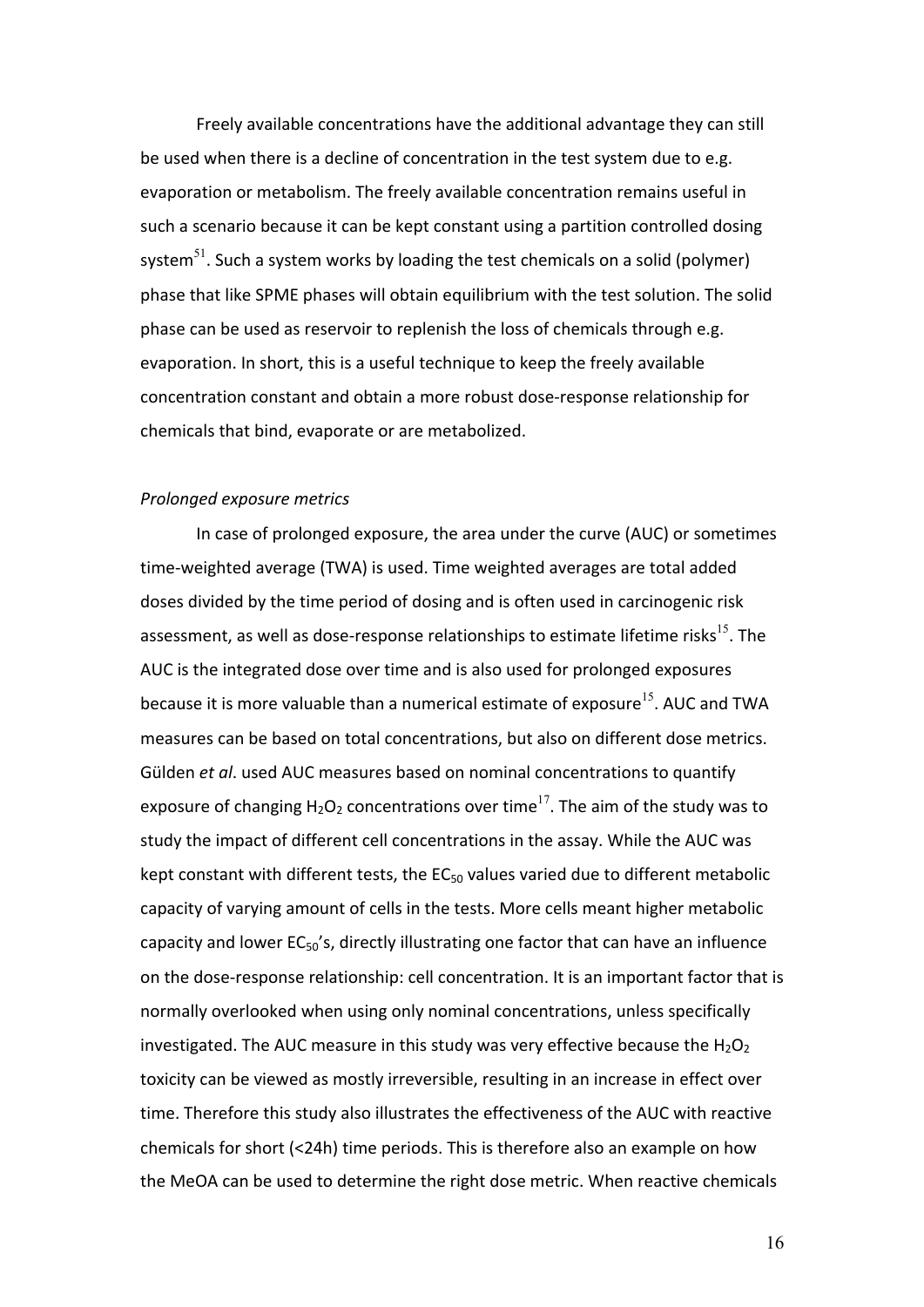Freely available concentrations have the additional advantage they can still be used when there is a decline of concentration in the test system due to e.g. evaporation or metabolism. The freely available concentration remains useful in such a scenario because it can be kept constant using a partition controlled dosing system[51]. Such a system works by loading the test chemicals on a solid (polymer) phase that like SPME phases will obtain equilibrium with the test solution. The solid phase can be used as reservoir to replenish the loss of chemicals through e.g. evaporation. In short, this is a useful technique to keep the freely available concentration constant and obtain a more robust dose-response relationship for chemicals that bind, evaporate or are metabolized.

*Prolonged exposure metrics*

In case of prolonged exposure, the area under the curve (AUC) or sometimes time-weighted average (TWA) is used. Time weighted averages are total added doses divided by the time period of dosing and is often used in carcinogenic risk assessment, as well as dose-response relationships to estimate lifetime risks[15]. The AUC is the integrated dose over time and is also used for prolonged exposures because it is more valuable than a numerical estimate of exposure[15]. AUC and TWA measures can be based on total concentrations, but also on different dose metrics. Gülden *et al*. used AUC measures based on nominal concentrations to quantify exposure of changing $H_2O_2$ concentrations over time[17]. The aim of the study was to study the impact of different cell concentrations in the assay. While the AUC was kept constant with different tests, the $EC_{50}$ values varied due to different metabolic capacity of varying amount of cells in the tests. More cells meant higher metabolic capacity and lower $EC_{50}$'s, directly illustrating one factor that can have an influence on the dose-response relationship: cell concentration. It is an important factor that is normally overlooked when using only nominal concentrations, unless specifically investigated. The AUC measure in this study was very effective because the $H_2O_2$ toxicity can be viewed as mostly irreversible, resulting in an increase in effect over time. Therefore this study also illustrates the effectiveness of the AUC with reactive chemicals for short (<24h) time periods. This is therefore also an example on how the MeOA can be used to determine the right dose metric. When reactive chemicals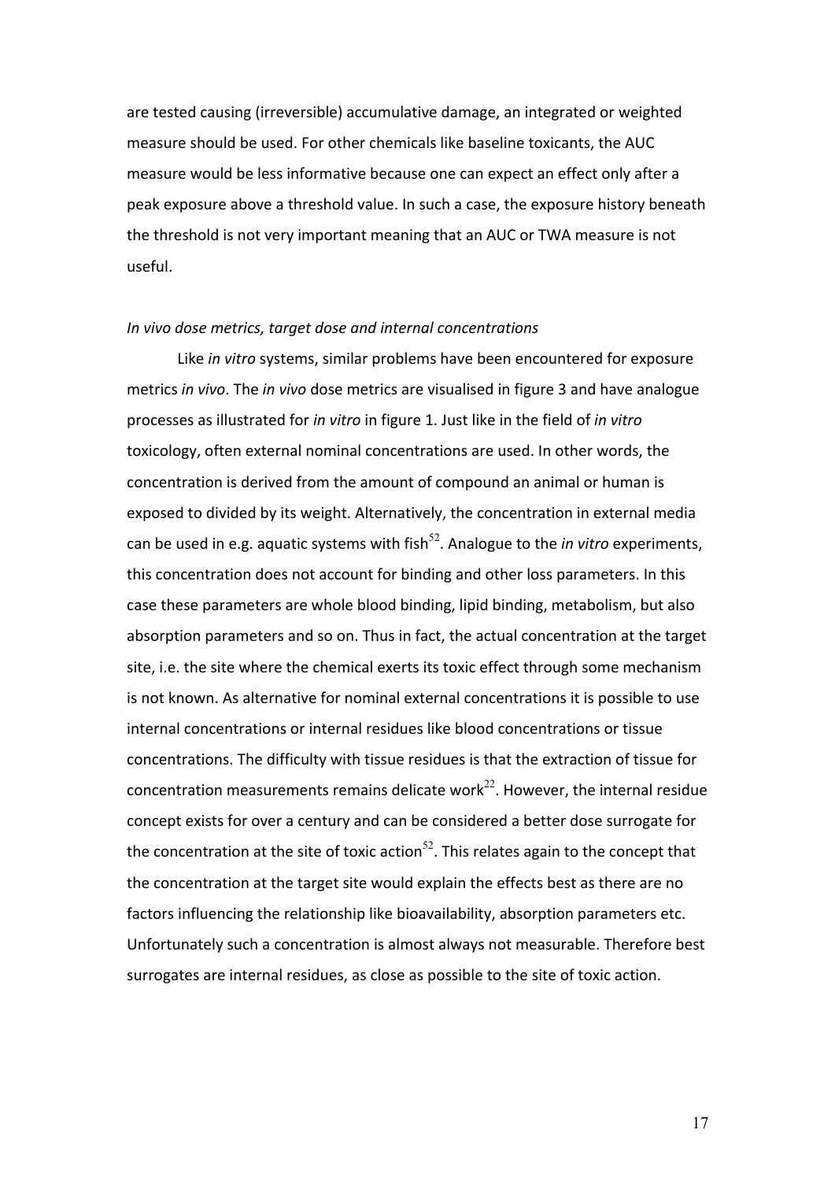are tested causing (irreversible) accumulative damage, an integrated or weighted measure should be used. For other chemicals like baseline toxicants, the AUC measure would be less informative because one can expect an effect only after a peak exposure above a threshold value. In such a case, the exposure history beneath the threshold is not very important meaning that an AUC or TWA measure is not useful.

*In vivo dose metrics, target dose and internal concentrations*

Like *in vitro* systems, similar problems have been encountered for exposure metrics *in vivo*. The *in vivo* dose metrics are visualised in figure 3 and have analogue processes as illustrated for *in vitro* in figure 1. Just like in the field of *in vitro* toxicology, often external nominal concentrations are used. In other words, the concentration is derived from the amount of compound an animal or human is exposed to divided by its weight. Alternatively, the concentration in external media can be used in e.g. aquatic systems with fish[52]. Analogue to the *in vitro* experiments, this concentration does not account for binding and other loss parameters. In this case these parameters are whole blood binding, lipid binding, metabolism, but also absorption parameters and so on. Thus in fact, the actual concentration at the target site, i.e. the site where the chemical exerts its toxic effect through some mechanism is not known. As alternative for nominal external concentrations it is possible to use internal concentrations or internal residues like blood concentrations or tissue concentrations. The difficulty with tissue residues is that the extraction of tissue for concentration measurements remains delicate work[22]. However, the internal residue concept exists for over a century and can be considered a better dose surrogate for the concentration at the site of toxic action[52]. This relates again to the concept that the concentration at the target site would explain the effects best as there are no factors influencing the relationship like bioavailability, absorption parameters etc. Unfortunately such a concentration is almost always not measurable. Therefore best surrogates are internal residues, as close as possible to the site of toxic action.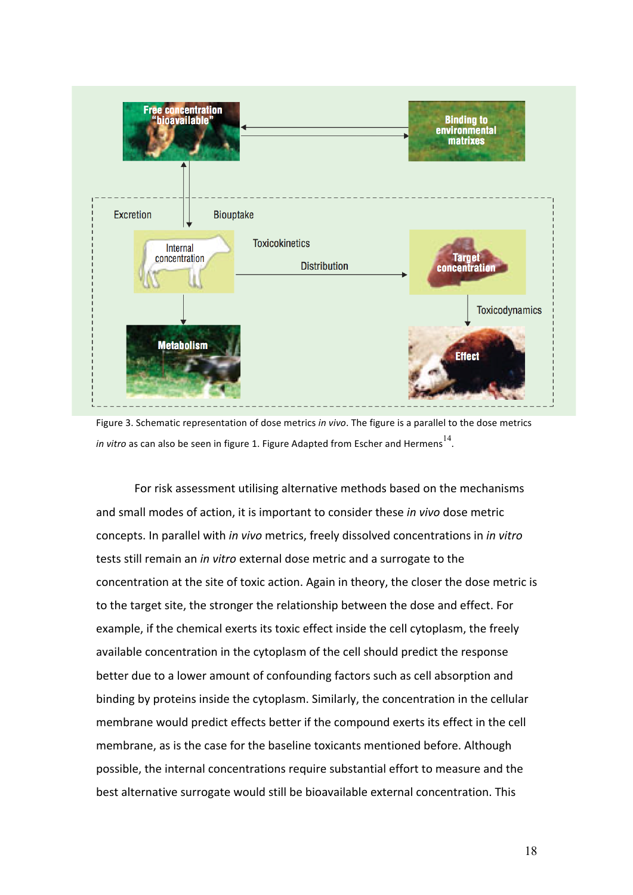Figure 3. Schematic representation of dose metrics *in vivo*. The figure is a parallel to the dose metrics *in vitro* as can also be seen in figure 1. Figure Adapted from Escher and Hermens[14].

For risk assessment utilising alternative methods based on the mechanisms and small modes of action, it is important to consider these *in vivo* dose metric concepts. In parallel with *in vivo* metrics, freely dissolved concentrations in *in vitro* tests still remain an *in vitro* external dose metric and a surrogate to the concentration at the site of toxic action. Again in theory, the closer the dose metric is to the target site, the stronger the relationship between the dose and effect. For example, if the chemical exerts its toxic effect inside the cell cytoplasm, the freely available concentration in the cytoplasm of the cell should predict the response better due to a lower amount of confounding factors such as cell absorption and binding by proteins inside the cytoplasm. Similarly, the concentration in the cellular membrane would predict effects better if the compound exerts its effect in the cell membrane, as is the case for the baseline toxicants mentioned before. Although possible, the internal concentrations require substantial effort to measure and the best alternative surrogate would still be bioavailable external concentration. This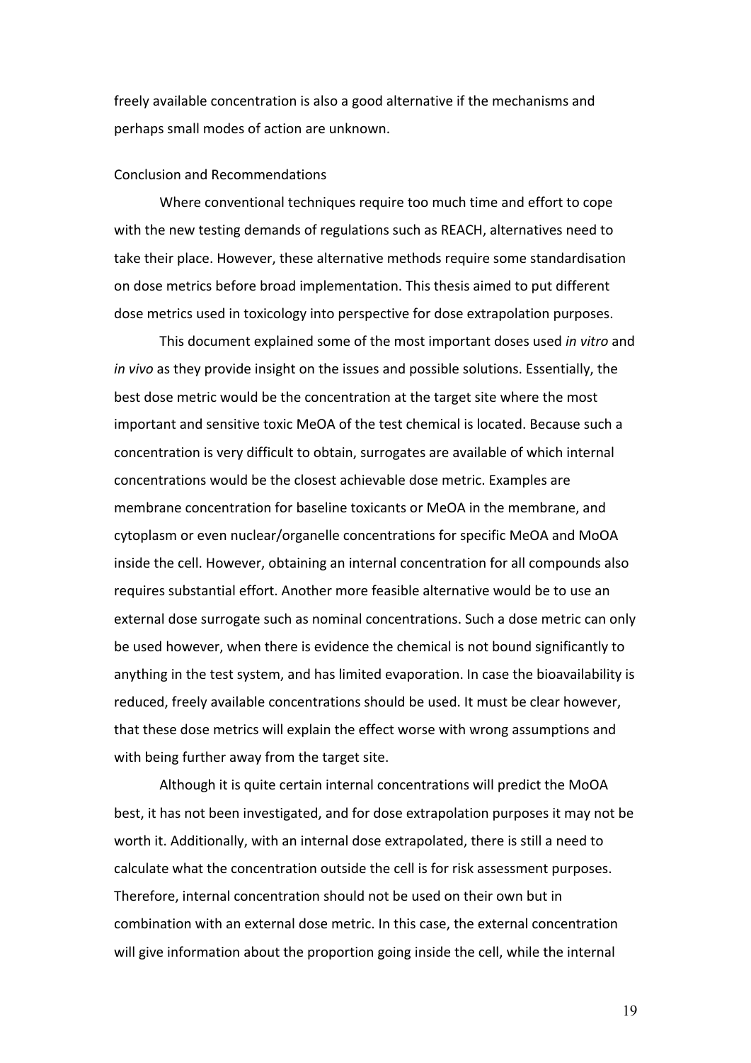freely available concentration is also a good alternative if the mechanisms and perhaps small modes of action are unknown.

## Conclusion and Recommendations

Where conventional techniques require too much time and effort to cope with the new testing demands of regulations such as REACH, alternatives need to take their place. However, these alternative methods require some standardisation on dose metrics before broad implementation. This thesis aimed to put different dose metrics used in toxicology into perspective for dose extrapolation purposes.

This document explained some of the most important doses used *in vitro* and *in vivo* as they provide insight on the issues and possible solutions. Essentially, the best dose metric would be the concentration at the target site where the most important and sensitive toxic MeOA of the test chemical is located. Because such a concentration is very difficult to obtain, surrogates are available of which internal concentrations would be the closest achievable dose metric. Examples are membrane concentration for baseline toxicants or MeOA in the membrane, and cytoplasm or even nuclear/organelle concentrations for specific MeOA and MoOA inside the cell. However, obtaining an internal concentration for all compounds also requires substantial effort. Another more feasible alternative would be to use an external dose surrogate such as nominal concentrations. Such a dose metric can only be used however, when there is evidence the chemical is not bound significantly to anything in the test system, and has limited evaporation. In case the bioavailability is reduced, freely available concentrations should be used. It must be clear however, that these dose metrics will explain the effect worse with wrong assumptions and with being further away from the target site.

Although it is quite certain internal concentrations will predict the MoOA best, it has not been investigated, and for dose extrapolation purposes it may not be worth it. Additionally, with an internal dose extrapolated, there is still a need to calculate what the concentration outside the cell is for risk assessment purposes. Therefore, internal concentration should not be used on their own but in combination with an external dose metric. In this case, the external concentration will give information about the proportion going inside the cell, while the internal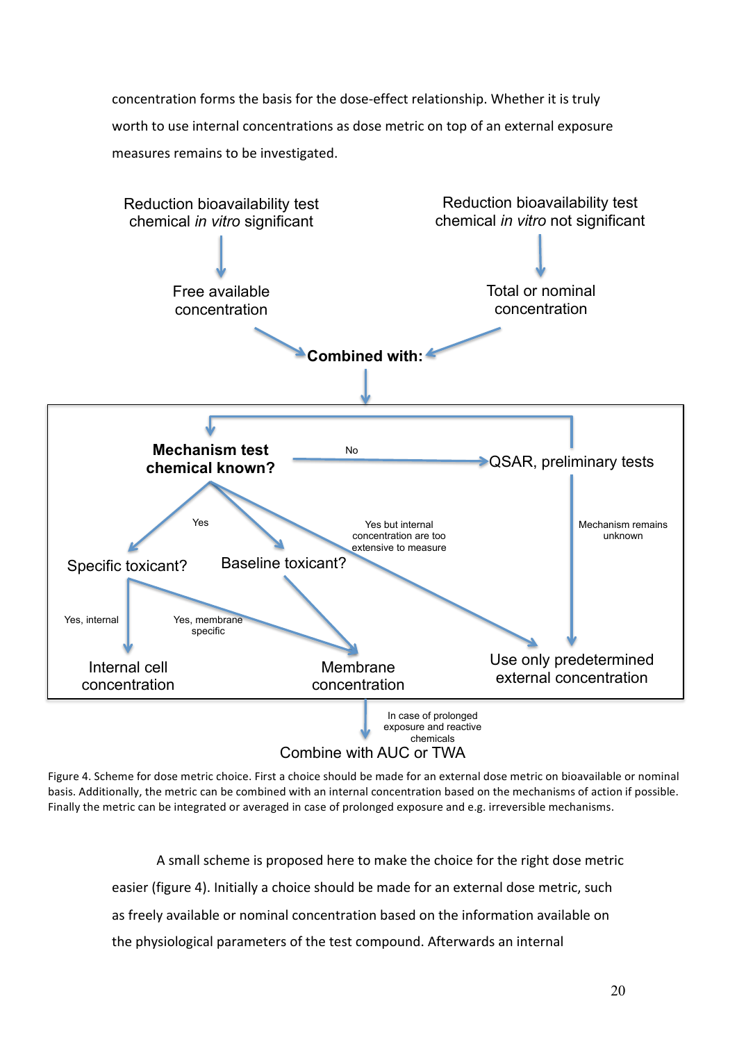concentration forms the basis for the dose-effect relationship. Whether it is truly worth to use internal concentrations as dose metric on top of an external exposure measures remains to be investigated.

Reduction bioavailability test chemical *in vitro* significant

Free available concentration

Reduction bioavailability test chemical *in vitro* not significant

Total or nominal concentration

**Combined with:**

**Mechanism test chemical known?**

No

QSAR, preliminary tests

Yes

Specific toxicant?

Baseline toxicant?

Yes but internal concentration are too extensive to measure

Mechanism remains unknown

Yes, internal

Yes, membrane specific

Internal cell concentration

Membrane concentration

Use only predetermined external concentration

In case of prolonged exposure and reactive chemicals

Combine with AUC or TWA

Figure 4. Scheme for dose metric choice. First a choice should be made for an external dose metric on bioavailable or nominal basis. Additionally, the metric can be combined with an internal concentration based on the mechanisms of action if possible. Finally the metric can be integrated or averaged in case of prolonged exposure and e.g. irreversible mechanisms.

A small scheme is proposed here to make the choice for the right dose metric easier (figure 4). Initially a choice should be made for an external dose metric, such as freely available or nominal concentration based on the information available on the physiological parameters of the test compound. Afterwards an internal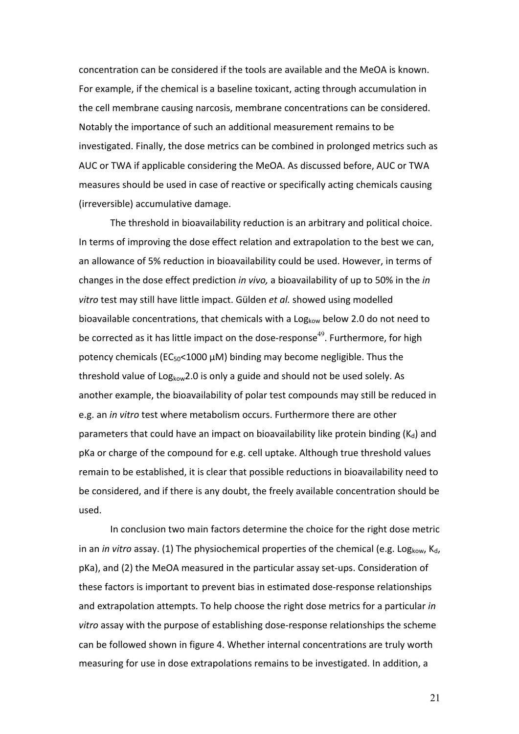concentration can be considered if the tools are available and the MeOA is known. For example, if the chemical is a baseline toxicant, acting through accumulation in the cell membrane causing narcosis, membrane concentrations can be considered. Notably the importance of such an additional measurement remains to be investigated. Finally, the dose metrics can be combined in prolonged metrics such as AUC or TWA if applicable considering the MeOA. As discussed before, AUC or TWA measures should be used in case of reactive or specifically acting chemicals causing (irreversible) accumulative damage.

The threshold in bioavailability reduction is an arbitrary and political choice. In terms of improving the dose effect relation and extrapolation to the best we can, an allowance of 5% reduction in bioavailability could be used. However, in terms of changes in the dose effect prediction *in vivo,* a bioavailability of up to 50% in the *in vitro* test may still have little impact. Gülden *et al.* showed using modelled bioavailable concentrations, that chemicals with a $Log_{kow}$ below 2.0 do not need to be corrected as it has little impact on the dose-response[49]. Furthermore, for high potency chemicals ($EC_{50}$<1000 μM) binding may become negligible. Thus the threshold value of $Log_{kow}$2.0 is only a guide and should not be used solely. As another example, the bioavailability of polar test compounds may still be reduced in e.g. an *in vitro* test where metabolism occurs. Furthermore there are other parameters that could have an impact on bioavailability like protein binding ($K_d$) and pKa or charge of the compound for e.g. cell uptake. Although true threshold values remain to be established, it is clear that possible reductions in bioavailability need to be considered, and if there is any doubt, the freely available concentration should be used.

In conclusion two main factors determine the choice for the right dose metric in an *in vitro* assay. (1) The physiochemical properties of the chemical (e.g. $Log_{kow}$, $K_d$, pKa), and (2) the MeOA measured in the particular assay set-ups. Consideration of these factors is important to prevent bias in estimated dose-response relationships and extrapolation attempts. To help choose the right dose metrics for a particular *in vitro* assay with the purpose of establishing dose-response relationships the scheme can be followed shown in figure 4. Whether internal concentrations are truly worth measuring for use in dose extrapolations remains to be investigated. In addition, a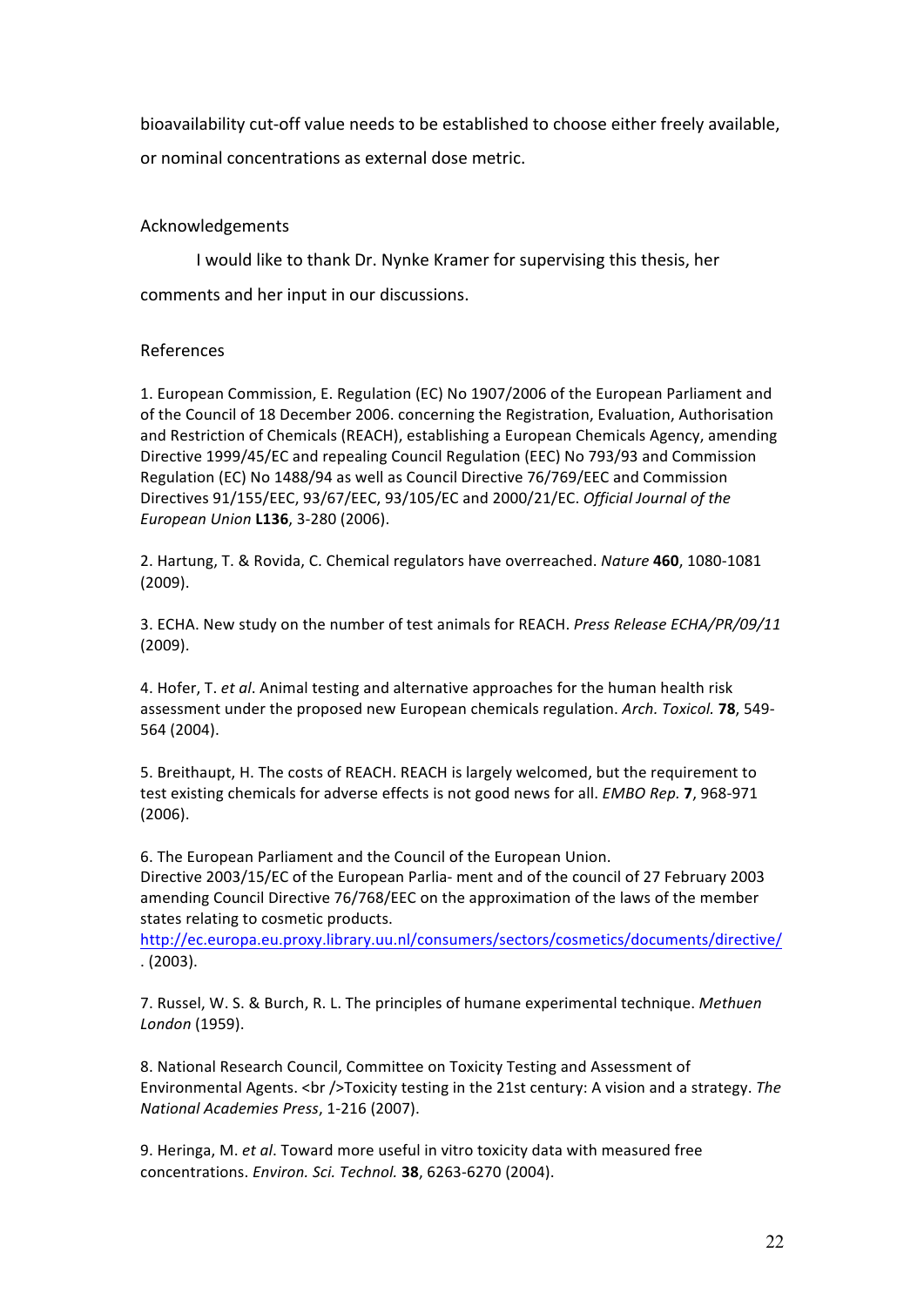bioavailability cut-off value needs to be established to choose either freely available, or nominal concentrations as external dose metric.

## Acknowledgements

I would like to thank Dr. Nynke Kramer for supervising this thesis, her comments and her input in our discussions.

## References

1. European Commission, E. Regulation (EC) No 1907/2006 of the European Parliament and of the Council of 18 December 2006. concerning the Registration, Evaluation, Authorisation and Restriction of Chemicals (REACH), establishing a European Chemicals Agency, amending Directive 1999/45/EC and repealing Council Regulation (EEC) No 793/93 and Commission Regulation (EC) No 1488/94 as well as Council Directive 76/769/EEC and Commission Directives 91/155/EEC, 93/67/EEC, 93/105/EC and 2000/21/EC. *Official Journal of the European Union* **L136**, 3-280 (2006).

2. Hartung, T. & Rovida, C. Chemical regulators have overreached. *Nature* **460**, 1080-1081 (2009).

3. ECHA. New study on the number of test animals for REACH. *Press Release ECHA/PR/09/11* (2009).

4. Hofer, T. *et al*. Animal testing and alternative approaches for the human health risk assessment under the proposed new European chemicals regulation. *Arch. Toxicol.* **78**, 549-564 (2004).

5. Breithaupt, H. The costs of REACH. REACH is largely welcomed, but the requirement to test existing chemicals for adverse effects is not good news for all. *EMBO Rep.* **7**, 968-971 (2006).

6. The European Parliament and the Council of the European Union. Directive 2003/15/EC of the European Parlia- ment and of the council of 27 February 2003 amending Council Directive 76/768/EEC on the approximation of the laws of the member states relating to cosmetic products. http://ec.europa.eu.proxy.library.uu.nl/consumers/sectors/cosmetics/documents/directive/ . (2003).

7. Russel, W. S. & Burch, R. L. The principles of humane experimental technique. *Methuen London* (1959).

8. National Research Council, Committee on Toxicity Testing and Assessment of Environmental Agents. <br />Toxicity testing in the 21st century: A vision and a strategy. *The National Academies Press*, 1-216 (2007).

9. Heringa, M. *et al*. Toward more useful in vitro toxicity data with measured free concentrations. *Environ. Sci. Technol.* **38**, 6263-6270 (2004).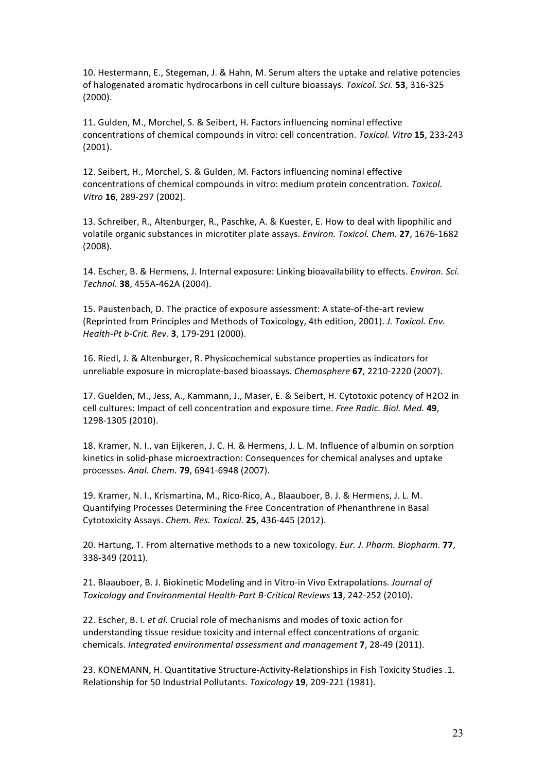10. Hestermann, E., Stegeman, J. & Hahn, M. Serum alters the uptake and relative potencies of halogenated aromatic hydrocarbons in cell culture bioassays. *Toxicol. Sci.* **53**, 316-325 (2000).

11. Gulden, M., Morchel, S. & Seibert, H. Factors influencing nominal effective concentrations of chemical compounds in vitro: cell concentration. *Toxicol. Vitro* **15**, 233-243 (2001).

12. Seibert, H., Morchel, S. & Gulden, M. Factors influencing nominal effective concentrations of chemical compounds in vitro: medium protein concentration. *Toxicol. Vitro* **16**, 289-297 (2002).

13. Schreiber, R., Altenburger, R., Paschke, A. & Kuester, E. How to deal with lipophilic and volatile organic substances in microtiter plate assays. *Environ. Toxicol. Chem.* **27**, 1676-1682 (2008).

14. Escher, B. & Hermens, J. Internal exposure: Linking bioavailability to effects. *Environ. Sci. Technol.* **38**, 455A-462A (2004).

15. Paustenbach, D. The practice of exposure assessment: A state-of-the-art review (Reprinted from Principles and Methods of Toxicology, 4th edition, 2001). *J. Toxicol. Env. Health-Pt b-Crit. Rev.* **3**, 179-291 (2000).

16. Riedl, J. & Altenburger, R. Physicochemical substance properties as indicators for unreliable exposure in microplate-based bioassays. *Chemosphere* **67**, 2210-2220 (2007).

17. Guelden, M., Jess, A., Kammann, J., Maser, E. & Seibert, H. Cytotoxic potency of H2O2 in cell cultures: Impact of cell concentration and exposure time. *Free Radic. Biol. Med.* **49**, 1298-1305 (2010).

18. Kramer, N. I., van Eijkeren, J. C. H. & Hermens, J. L. M. Influence of albumin on sorption kinetics in solid-phase microextraction: Consequences for chemical analyses and uptake processes. *Anal. Chem.* **79**, 6941-6948 (2007).

19. Kramer, N. I., Krismartina, M., Rico-Rico, A., Blaauboer, B. J. & Hermens, J. L. M. Quantifying Processes Determining the Free Concentration of Phenanthrene in Basal Cytotoxicity Assays. *Chem. Res. Toxicol.* **25**, 436-445 (2012).

20. Hartung, T. From alternative methods to a new toxicology. *Eur. J. Pharm. Biopharm.* **77**, 338-349 (2011).

21. Blaauboer, B. J. Biokinetic Modeling and in Vitro-in Vivo Extrapolations. *Journal of Toxicology and Environmental Health-Part B-Critical Reviews* **13**, 242-252 (2010).

22. Escher, B. I. *et al*. Crucial role of mechanisms and modes of toxic action for understanding tissue residue toxicity and internal effect concentrations of organic chemicals. *Integrated environmental assessment and management* **7**, 28-49 (2011).

23. KONEMANN, H. Quantitative Structure-Activity-Relationships in Fish Toxicity Studies .1. Relationship for 50 Industrial Pollutants. *Toxicology* **19**, 209-221 (1981).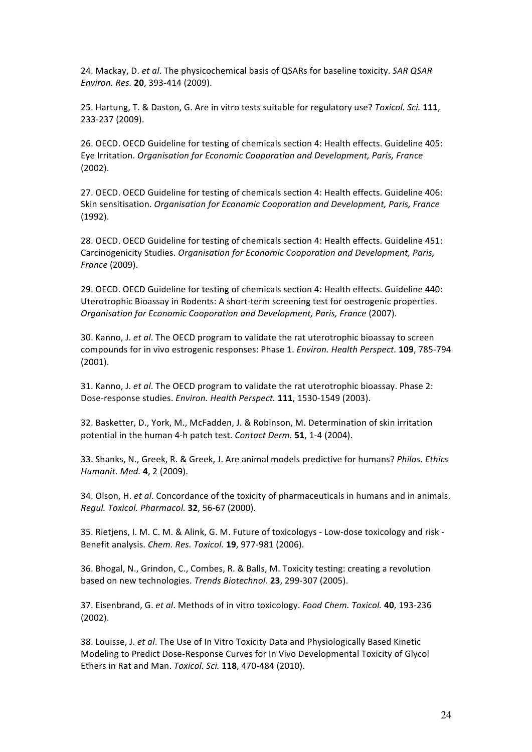24. Mackay, D. *et al*. The physicochemical basis of QSARs for baseline toxicity. *SAR QSAR Environ. Res.* **20**, 393-414 (2009).

25. Hartung, T. & Daston, G. Are in vitro tests suitable for regulatory use? *Toxicol. Sci.* **111**, 233-237 (2009).

26. OECD. OECD Guideline for testing of chemicals section 4: Health effects. Guideline 405: Eye Irritation. *Organisation for Economic Cooporation and Development, Paris, France* (2002).

27. OECD. OECD Guideline for testing of chemicals section 4: Health effects. Guideline 406: Skin sensitisation. *Organisation for Economic Cooporation and Development, Paris, France* (1992).

28. OECD. OECD Guideline for testing of chemicals section 4: Health effects. Guideline 451: Carcinogenicity Studies. *Organisation for Economic Cooporation and Development, Paris, France* (2009).

29. OECD. OECD Guideline for testing of chemicals section 4: Health effects. Guideline 440: Uterotrophic Bioassay in Rodents: A short-term screening test for oestrogenic properties. *Organisation for Economic Cooporation and Development, Paris, France* (2007).

30. Kanno, J. *et al*. The OECD program to validate the rat uterotrophic bioassay to screen compounds for in vivo estrogenic responses: Phase 1. *Environ. Health Perspect.* **109**, 785-794 (2001).

31. Kanno, J. *et al*. The OECD program to validate the rat uterotrophic bioassay. Phase 2: Dose-response studies. *Environ. Health Perspect.* **111**, 1530-1549 (2003).

32. Basketter, D., York, M., McFadden, J. & Robinson, M. Determination of skin irritation potential in the human 4-h patch test. *Contact Derm.* **51**, 1-4 (2004).

33. Shanks, N., Greek, R. & Greek, J. Are animal models predictive for humans? *Philos. Ethics Humanit. Med.* **4**, 2 (2009).

34. Olson, H. *et al*. Concordance of the toxicity of pharmaceuticals in humans and in animals. *Regul. Toxicol. Pharmacol.* **32**, 56-67 (2000).

35. Rietjens, I. M. C. M. & Alink, G. M. Future of toxicologys - Low-dose toxicology and risk - Benefit analysis. *Chem. Res. Toxicol.* **19**, 977-981 (2006).

36. Bhogal, N., Grindon, C., Combes, R. & Balls, M. Toxicity testing: creating a revolution based on new technologies. *Trends Biotechnol.* **23**, 299-307 (2005).

37. Eisenbrand, G. *et al*. Methods of in vitro toxicology. *Food Chem. Toxicol.* **40**, 193-236 (2002).

38. Louisse, J. *et al*. The Use of In Vitro Toxicity Data and Physiologically Based Kinetic Modeling to Predict Dose-Response Curves for In Vivo Developmental Toxicity of Glycol Ethers in Rat and Man. *Toxicol. Sci.* **118**, 470-484 (2010).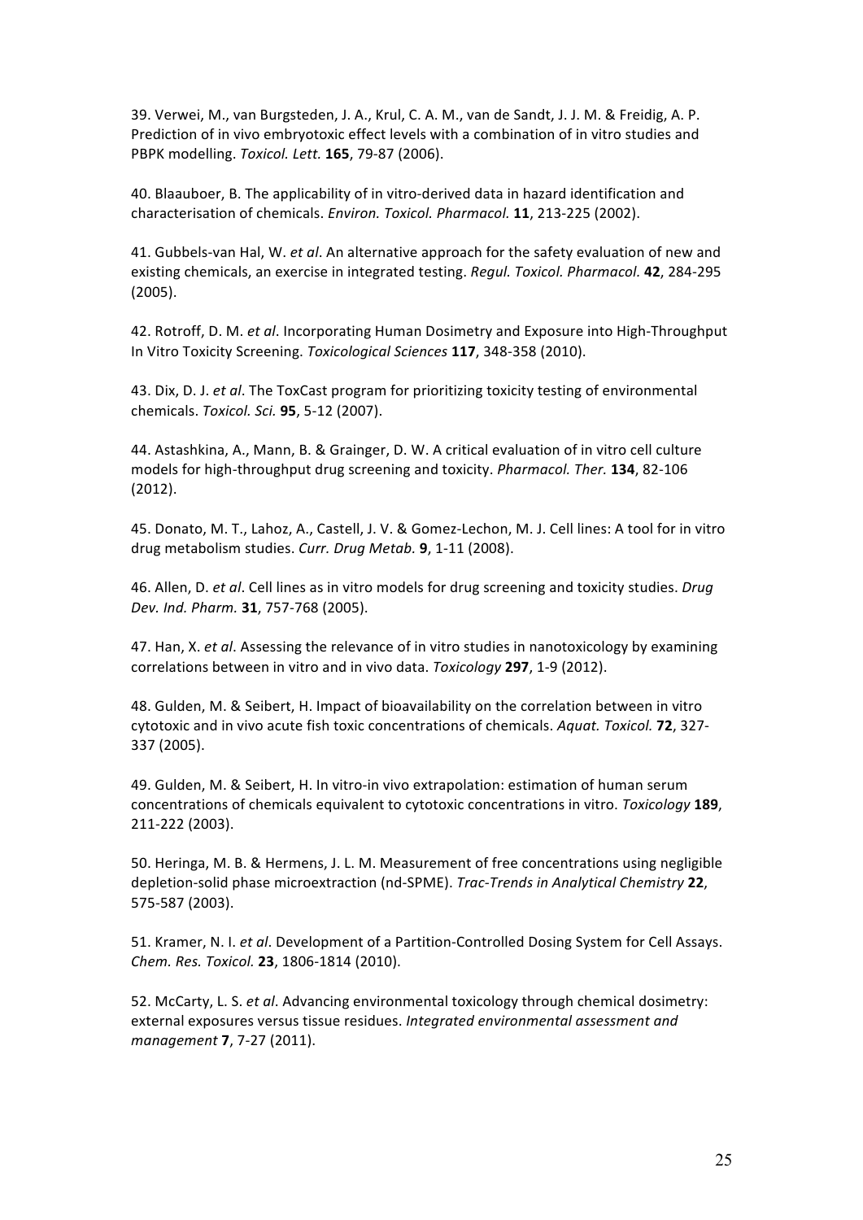39. Verwei, M., van Burgsteden, J. A., Krul, C. A. M., van de Sandt, J. J. M. & Freidig, A. P. Prediction of in vivo embryotoxic effect levels with a combination of in vitro studies and PBPK modelling. *Toxicol. Lett.* **165**, 79-87 (2006).

40. Blaauboer, B. The applicability of in vitro-derived data in hazard identification and characterisation of chemicals. *Environ. Toxicol. Pharmacol.* **11**, 213-225 (2002).

41. Gubbels-van Hal, W. *et al*. An alternative approach for the safety evaluation of new and existing chemicals, an exercise in integrated testing. *Regul. Toxicol. Pharmacol.* **42**, 284-295 (2005).

42. Rotroff, D. M. *et al*. Incorporating Human Dosimetry and Exposure into High-Throughput In Vitro Toxicity Screening. *Toxicological Sciences* **117**, 348-358 (2010).

43. Dix, D. J. *et al*. The ToxCast program for prioritizing toxicity testing of environmental chemicals. *Toxicol. Sci.* **95**, 5-12 (2007).

44. Astashkina, A., Mann, B. & Grainger, D. W. A critical evaluation of in vitro cell culture models for high-throughput drug screening and toxicity. *Pharmacol. Ther.* **134**, 82-106 (2012).

45. Donato, M. T., Lahoz, A., Castell, J. V. & Gomez-Lechon, M. J. Cell lines: A tool for in vitro drug metabolism studies. *Curr. Drug Metab.* **9**, 1-11 (2008).

46. Allen, D. *et al*. Cell lines as in vitro models for drug screening and toxicity studies. *Drug Dev. Ind. Pharm.* **31**, 757-768 (2005).

47. Han, X. *et al*. Assessing the relevance of in vitro studies in nanotoxicology by examining correlations between in vitro and in vivo data. *Toxicology* **297**, 1-9 (2012).

48. Gulden, M. & Seibert, H. Impact of bioavailability on the correlation between in vitro cytotoxic and in vivo acute fish toxic concentrations of chemicals. *Aquat. Toxicol.* **72**, 327-337 (2005).

49. Gulden, M. & Seibert, H. In vitro-in vivo extrapolation: estimation of human serum concentrations of chemicals equivalent to cytotoxic concentrations in vitro. *Toxicology* **189**, 211-222 (2003).

50. Heringa, M. B. & Hermens, J. L. M. Measurement of free concentrations using negligible depletion-solid phase microextraction (nd-SPME). *Trac-Trends in Analytical Chemistry* **22**, 575-587 (2003).

51. Kramer, N. I. *et al*. Development of a Partition-Controlled Dosing System for Cell Assays. *Chem. Res. Toxicol.* **23**, 1806-1814 (2010).

52. McCarty, L. S. *et al*. Advancing environmental toxicology through chemical dosimetry: external exposures versus tissue residues. *Integrated environmental assessment and management* **7**, 7-27 (2011).